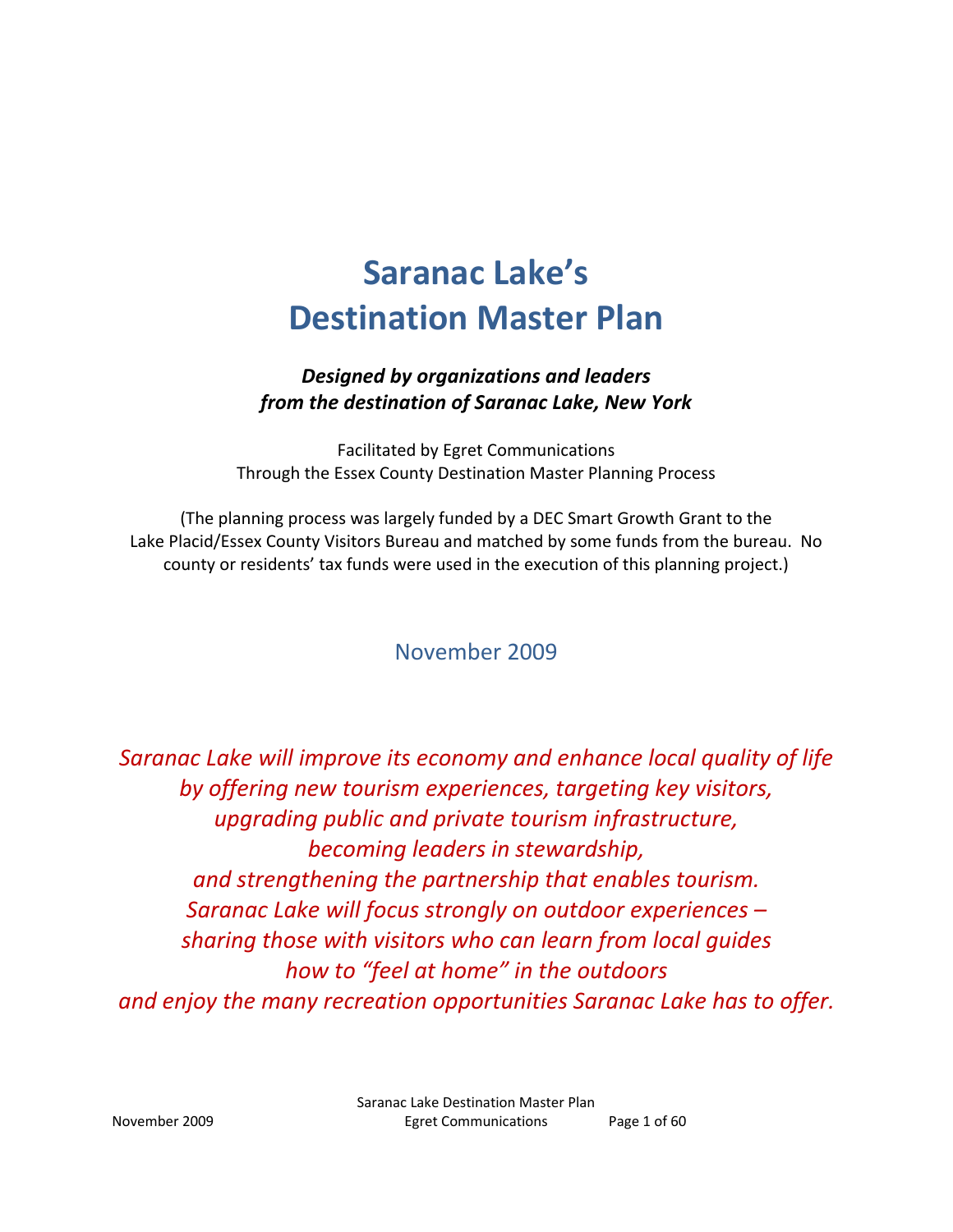# Saranac Lake's Destination Master Plan

***Designed by organizations and leaders from the destination of Saranac Lake, New York***

Facilitated by Egret Communications
Through the Essex County Destination Master Planning Process

(The planning process was largely funded by a DEC Smart Growth Grant to the Lake Placid/Essex County Visitors Bureau and matched by some funds from the bureau. No county or residents' tax funds were used in the execution of this planning project.)

November 2009

*Saranac Lake will improve its economy and enhance local quality of life by offering new tourism experiences, targeting key visitors, upgrading public and private tourism infrastructure, becoming leaders in stewardship, and strengthening the partnership that enables tourism. Saranac Lake will focus strongly on outdoor experiences – sharing those with visitors who can learn from local guides how to "feel at home" in the outdoors and enjoy the many recreation opportunities Saranac Lake has to offer.*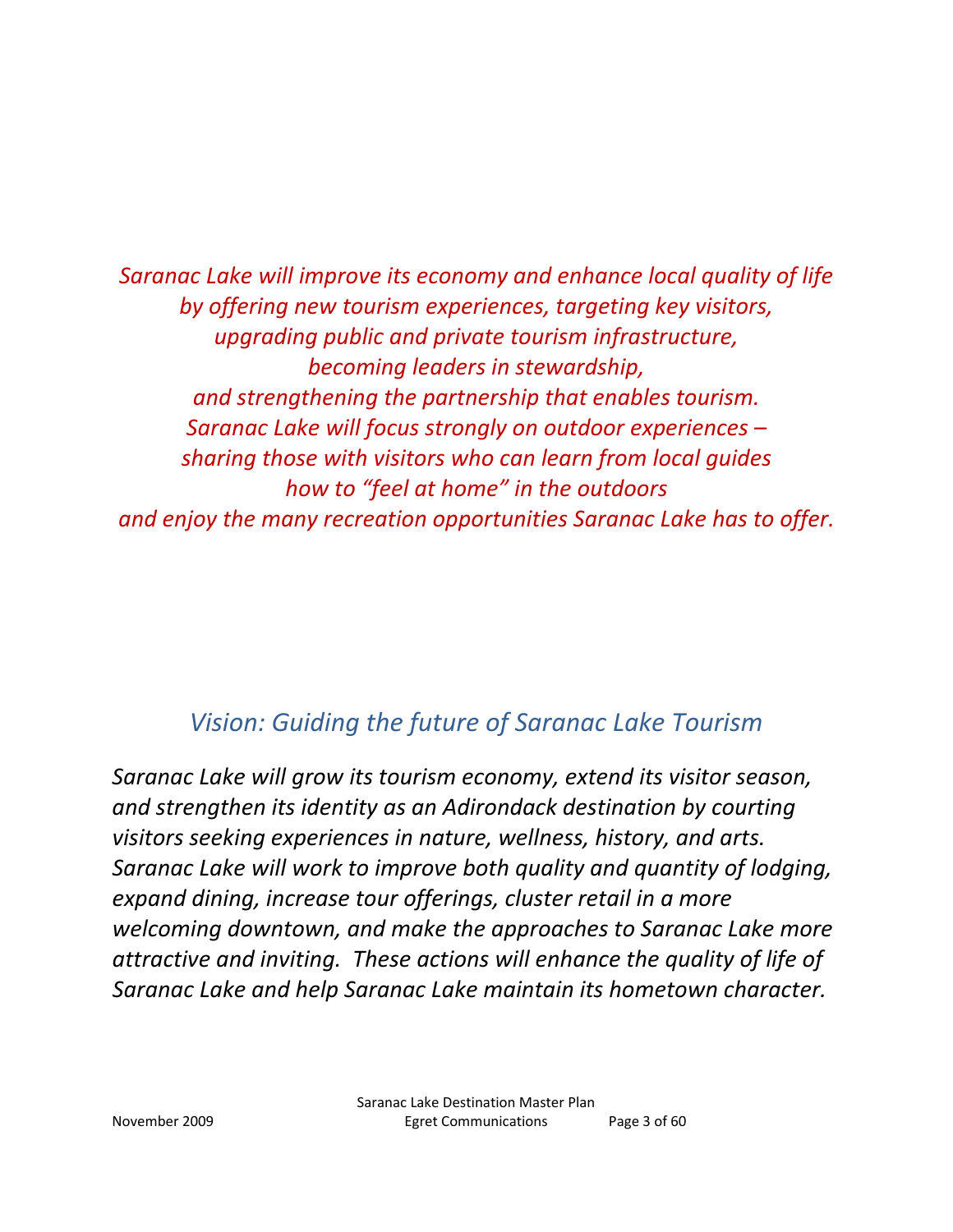*Saranac Lake will improve its economy and enhance local quality of life by offering new tourism experiences, targeting key visitors, upgrading public and private tourism infrastructure, becoming leaders in stewardship, and strengthening the partnership that enables tourism. Saranac Lake will focus strongly on outdoor experiences – sharing those with visitors who can learn from local guides how to "feel at home" in the outdoors and enjoy the many recreation opportunities Saranac Lake has to offer.*

## *Vision: Guiding the future of Saranac Lake Tourism*

*Saranac Lake will grow its tourism economy, extend its visitor season, and strengthen its identity as an Adirondack destination by courting visitors seeking experiences in nature, wellness, history, and arts. Saranac Lake will work to improve both quality and quantity of lodging, expand dining, increase tour offerings, cluster retail in a more welcoming downtown, and make the approaches to Saranac Lake more attractive and inviting. These actions will enhance the quality of life of Saranac Lake and help Saranac Lake maintain its hometown character.*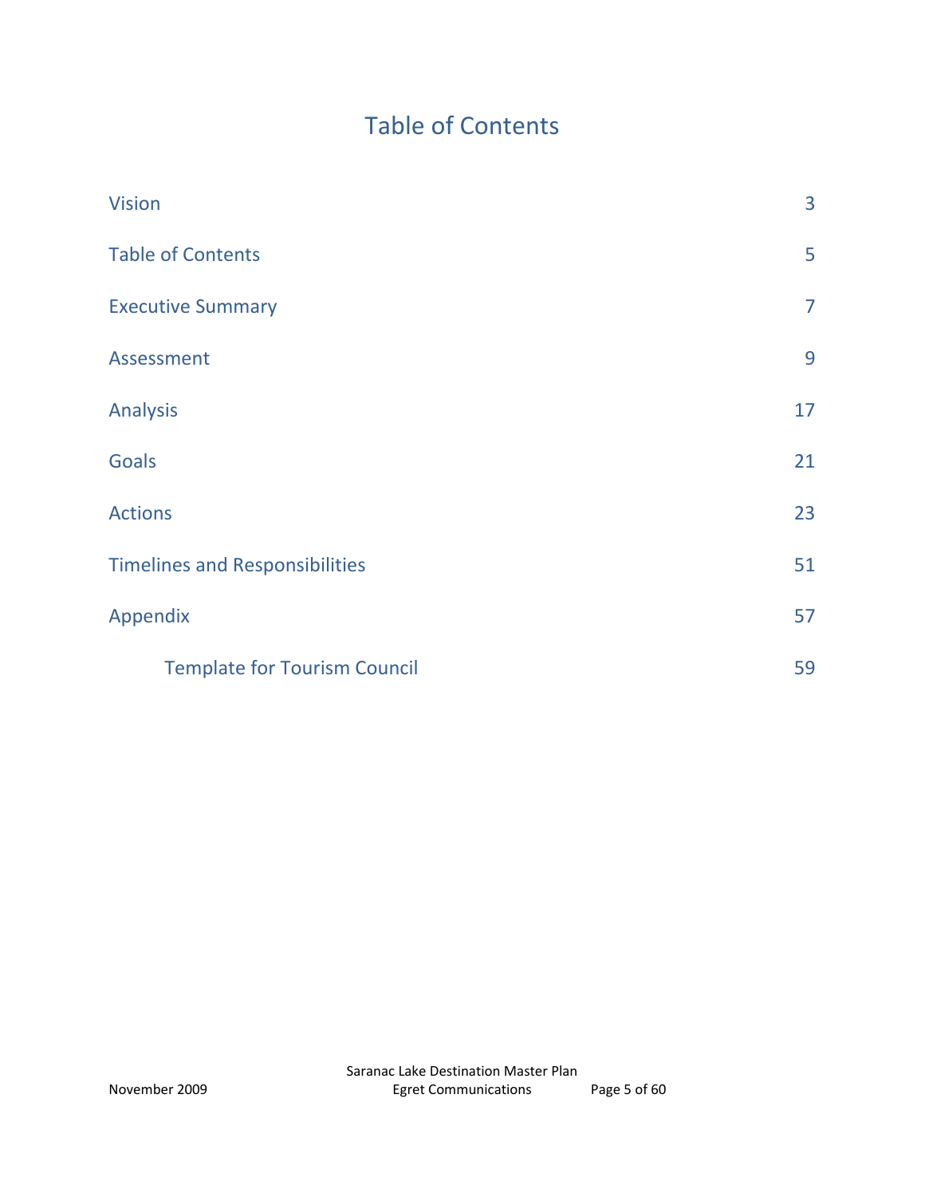# Table of Contents

| | |
|---|---|
| Vision | 3 |
| Table of Contents | 5 |
| Executive Summary | 7 |
| Assessment | 9 |
| Analysis | 17 |
| Goals | 21 |
| Actions | 23 |
| Timelines and Responsibilities | 51 |
| Appendix | 57 |
| Template for Tourism Council | 59 |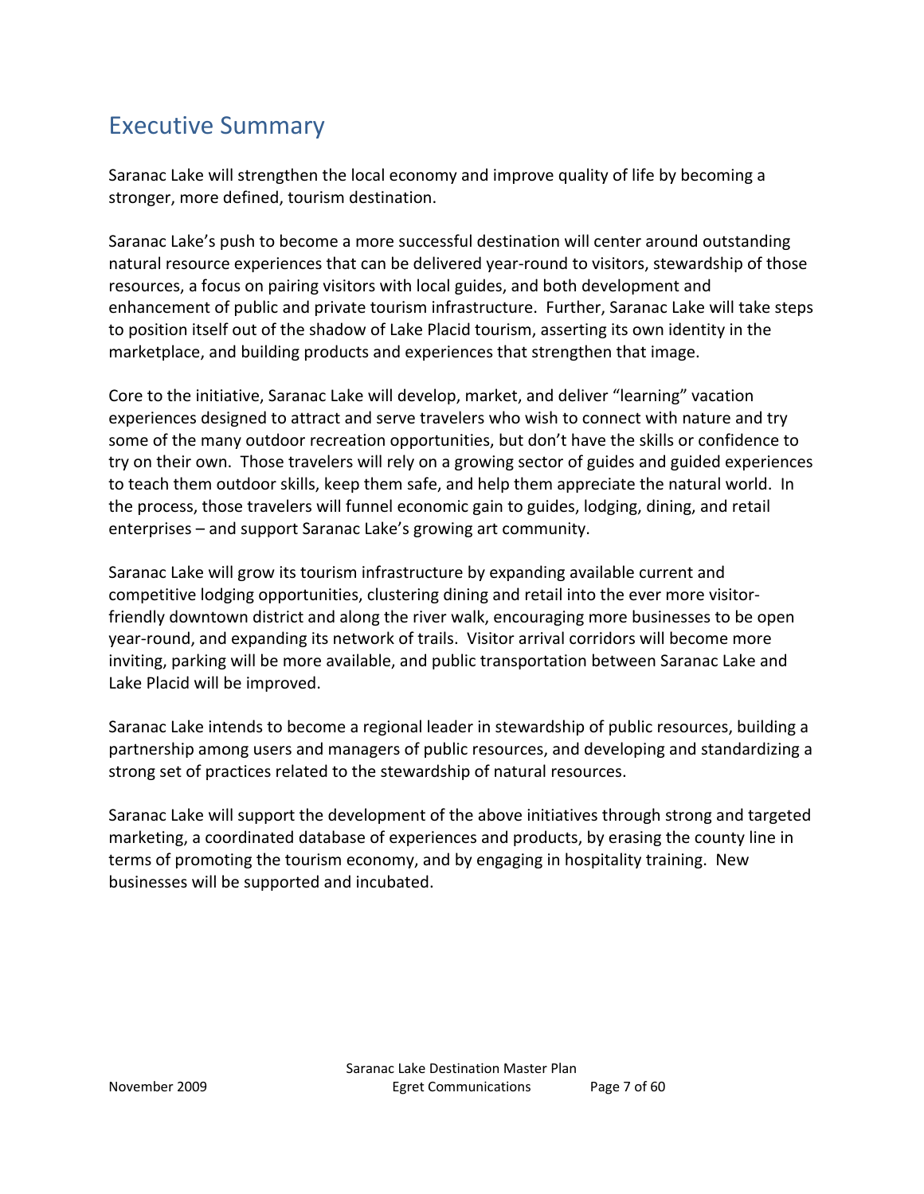# Executive Summary

Saranac Lake will strengthen the local economy and improve quality of life by becoming a stronger, more defined, tourism destination.

Saranac Lake's push to become a more successful destination will center around outstanding natural resource experiences that can be delivered year-round to visitors, stewardship of those resources, a focus on pairing visitors with local guides, and both development and enhancement of public and private tourism infrastructure. Further, Saranac Lake will take steps to position itself out of the shadow of Lake Placid tourism, asserting its own identity in the marketplace, and building products and experiences that strengthen that image.

Core to the initiative, Saranac Lake will develop, market, and deliver "learning" vacation experiences designed to attract and serve travelers who wish to connect with nature and try some of the many outdoor recreation opportunities, but don't have the skills or confidence to try on their own. Those travelers will rely on a growing sector of guides and guided experiences to teach them outdoor skills, keep them safe, and help them appreciate the natural world. In the process, those travelers will funnel economic gain to guides, lodging, dining, and retail enterprises – and support Saranac Lake's growing art community.

Saranac Lake will grow its tourism infrastructure by expanding available current and competitive lodging opportunities, clustering dining and retail into the ever more visitor-friendly downtown district and along the river walk, encouraging more businesses to be open year-round, and expanding its network of trails. Visitor arrival corridors will become more inviting, parking will be more available, and public transportation between Saranac Lake and Lake Placid will be improved.

Saranac Lake intends to become a regional leader in stewardship of public resources, building a partnership among users and managers of public resources, and developing and standardizing a strong set of practices related to the stewardship of natural resources.

Saranac Lake will support the development of the above initiatives through strong and targeted marketing, a coordinated database of experiences and products, by erasing the county line in terms of promoting the tourism economy, and by engaging in hospitality training. New businesses will be supported and incubated.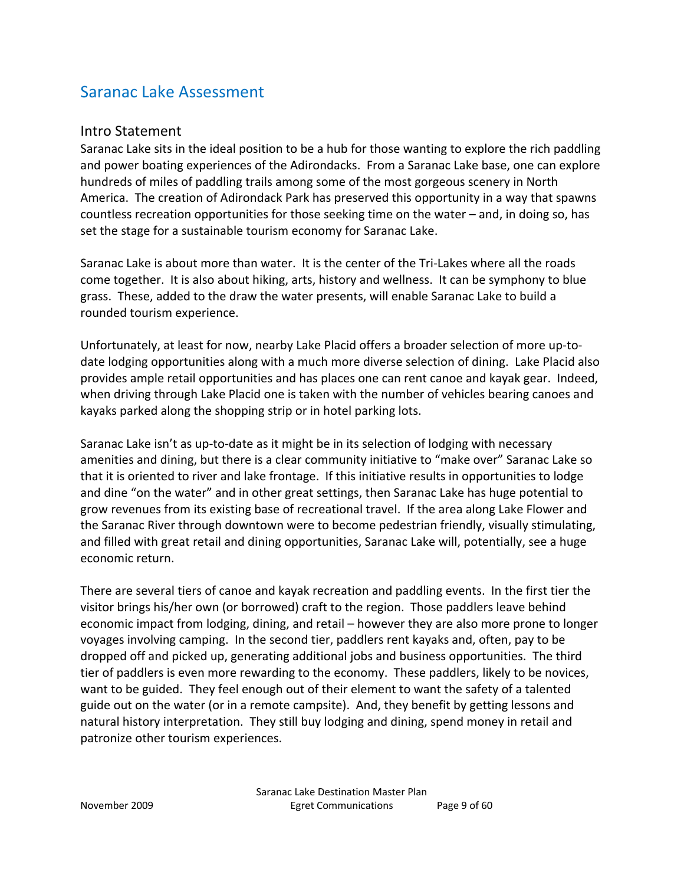# Saranac Lake Assessment

## Intro Statement

Saranac Lake sits in the ideal position to be a hub for those wanting to explore the rich paddling and power boating experiences of the Adirondacks. From a Saranac Lake base, one can explore hundreds of miles of paddling trails among some of the most gorgeous scenery in North America. The creation of Adirondack Park has preserved this opportunity in a way that spawns countless recreation opportunities for those seeking time on the water – and, in doing so, has set the stage for a sustainable tourism economy for Saranac Lake.

Saranac Lake is about more than water. It is the center of the Tri-Lakes where all the roads come together. It is also about hiking, arts, history and wellness. It can be symphony to blue grass. These, added to the draw the water presents, will enable Saranac Lake to build a rounded tourism experience.

Unfortunately, at least for now, nearby Lake Placid offers a broader selection of more up-to-date lodging opportunities along with a much more diverse selection of dining. Lake Placid also provides ample retail opportunities and has places one can rent canoe and kayak gear. Indeed, when driving through Lake Placid one is taken with the number of vehicles bearing canoes and kayaks parked along the shopping strip or in hotel parking lots.

Saranac Lake isn't as up-to-date as it might be in its selection of lodging with necessary amenities and dining, but there is a clear community initiative to "make over" Saranac Lake so that it is oriented to river and lake frontage. If this initiative results in opportunities to lodge and dine "on the water" and in other great settings, then Saranac Lake has huge potential to grow revenues from its existing base of recreational travel. If the area along Lake Flower and the Saranac River through downtown were to become pedestrian friendly, visually stimulating, and filled with great retail and dining opportunities, Saranac Lake will, potentially, see a huge economic return.

There are several tiers of canoe and kayak recreation and paddling events. In the first tier the visitor brings his/her own (or borrowed) craft to the region. Those paddlers leave behind economic impact from lodging, dining, and retail – however they are also more prone to longer voyages involving camping. In the second tier, paddlers rent kayaks and, often, pay to be dropped off and picked up, generating additional jobs and business opportunities. The third tier of paddlers is even more rewarding to the economy. These paddlers, likely to be novices, want to be guided. They feel enough out of their element to want the safety of a talented guide out on the water (or in a remote campsite). And, they benefit by getting lessons and natural history interpretation. They still buy lodging and dining, spend money in retail and patronize other tourism experiences.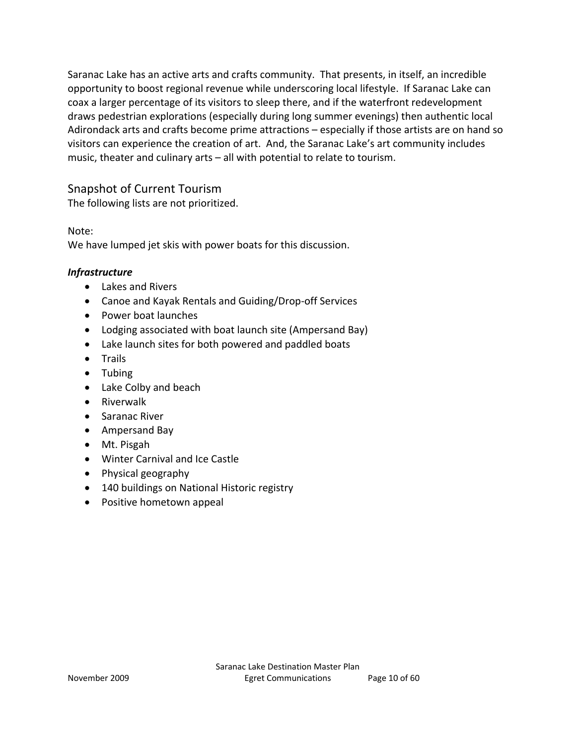Saranac Lake has an active arts and crafts community. That presents, in itself, an incredible opportunity to boost regional revenue while underscoring local lifestyle. If Saranac Lake can coax a larger percentage of its visitors to sleep there, and if the waterfront redevelopment draws pedestrian explorations (especially during long summer evenings) then authentic local Adirondack arts and crafts become prime attractions – especially if those artists are on hand so visitors can experience the creation of art. And, the Saranac Lake's art community includes music, theater and culinary arts – all with potential to relate to tourism.

## Snapshot of Current Tourism

The following lists are not prioritized.

Note:
We have lumped jet skis with power boats for this discussion.

***Infrastructure***

- Lakes and Rivers
- Canoe and Kayak Rentals and Guiding/Drop-off Services
- Power boat launches
- Lodging associated with boat launch site (Ampersand Bay)
- Lake launch sites for both powered and paddled boats
- Trails
- Tubing
- Lake Colby and beach
- Riverwalk
- Saranac River
- Ampersand Bay
- Mt. Pisgah
- Winter Carnival and Ice Castle
- Physical geography
- 140 buildings on National Historic registry
- Positive hometown appeal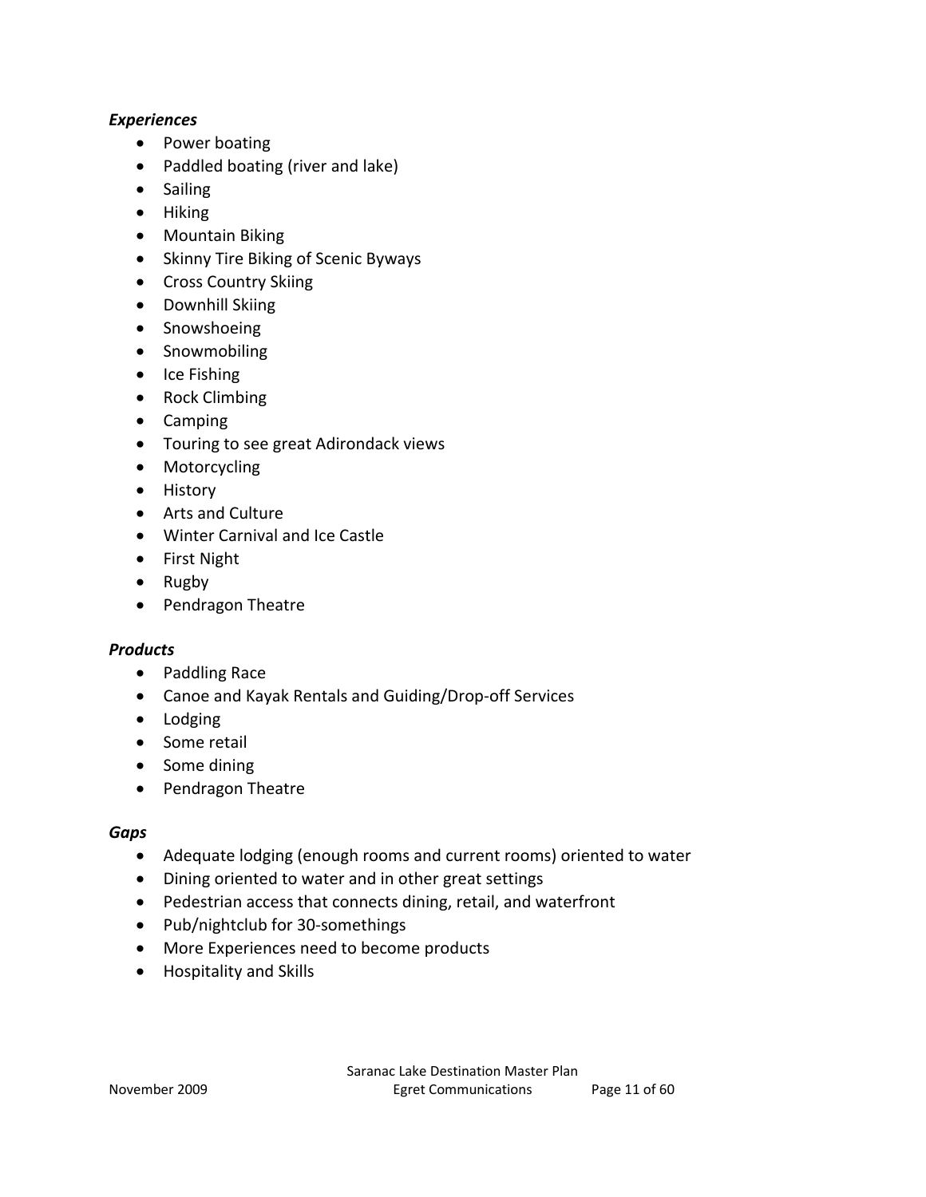***Experiences***

- Power boating
- Paddled boating (river and lake)
- Sailing
- Hiking
- Mountain Biking
- Skinny Tire Biking of Scenic Byways
- Cross Country Skiing
- Downhill Skiing
- Snowshoeing
- Snowmobiling
- Ice Fishing
- Rock Climbing
- Camping
- Touring to see great Adirondack views
- Motorcycling
- History
- Arts and Culture
- Winter Carnival and Ice Castle
- First Night
- Rugby
- Pendragon Theatre

***Products***

- Paddling Race
- Canoe and Kayak Rentals and Guiding/Drop-off Services
- Lodging
- Some retail
- Some dining
- Pendragon Theatre

***Gaps***

- Adequate lodging (enough rooms and current rooms) oriented to water
- Dining oriented to water and in other great settings
- Pedestrian access that connects dining, retail, and waterfront
- Pub/nightclub for 30-somethings
- More Experiences need to become products
- Hospitality and Skills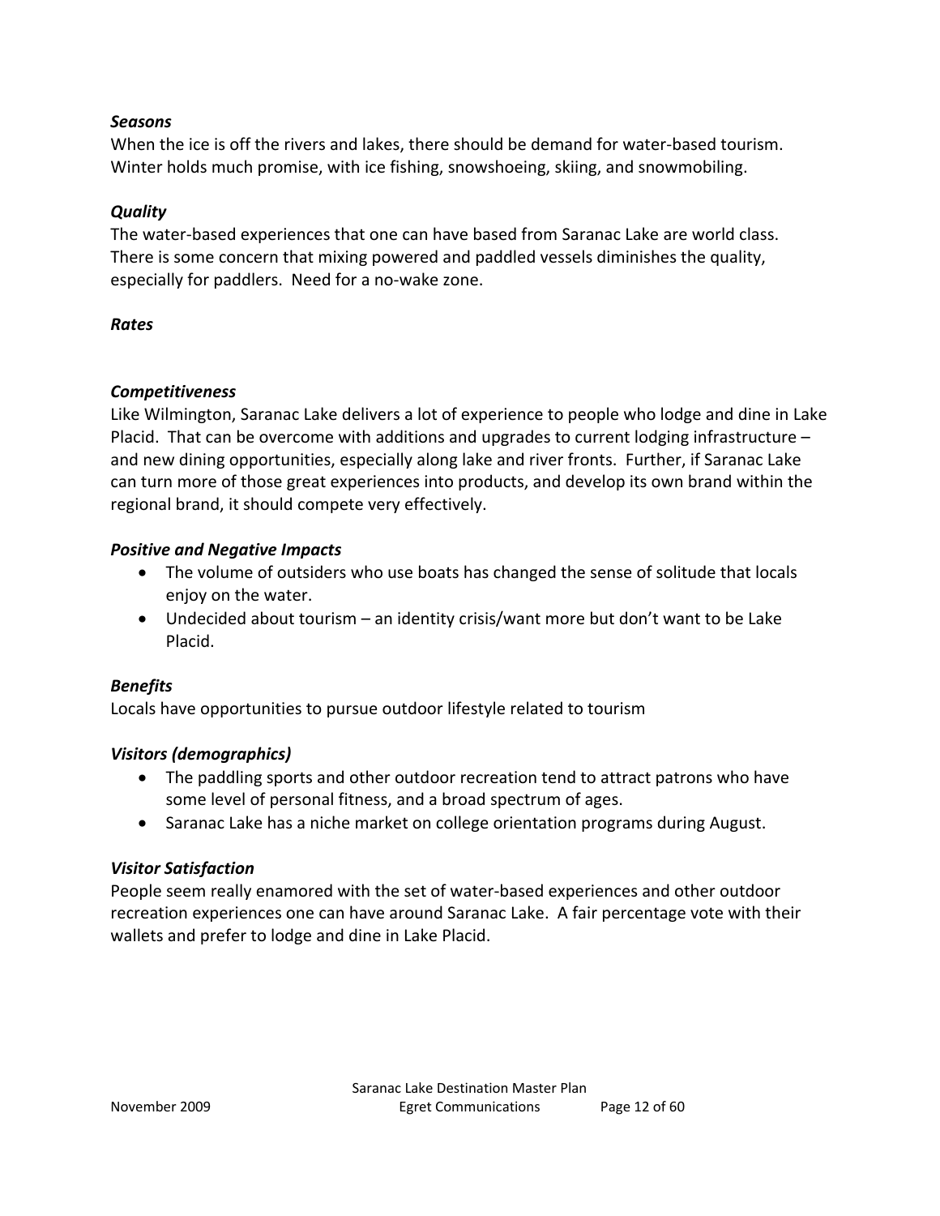***Seasons***
When the ice is off the rivers and lakes, there should be demand for water-based tourism. Winter holds much promise, with ice fishing, snowshoeing, skiing, and snowmobiling.

***Quality***
The water-based experiences that one can have based from Saranac Lake are world class. There is some concern that mixing powered and paddled vessels diminishes the quality, especially for paddlers. Need for a no-wake zone.

***Rates***

***Competitiveness***
Like Wilmington, Saranac Lake delivers a lot of experience to people who lodge and dine in Lake Placid. That can be overcome with additions and upgrades to current lodging infrastructure – and new dining opportunities, especially along lake and river fronts. Further, if Saranac Lake can turn more of those great experiences into products, and develop its own brand within the regional brand, it should compete very effectively.

***Positive and Negative Impacts***

- The volume of outsiders who use boats has changed the sense of solitude that locals enjoy on the water.
- Undecided about tourism – an identity crisis/want more but don't want to be Lake Placid.

***Benefits***
Locals have opportunities to pursue outdoor lifestyle related to tourism

***Visitors (demographics)***

- The paddling sports and other outdoor recreation tend to attract patrons who have some level of personal fitness, and a broad spectrum of ages.
- Saranac Lake has a niche market on college orientation programs during August.

***Visitor Satisfaction***
People seem really enamored with the set of water-based experiences and other outdoor recreation experiences one can have around Saranac Lake. A fair percentage vote with their wallets and prefer to lodge and dine in Lake Placid.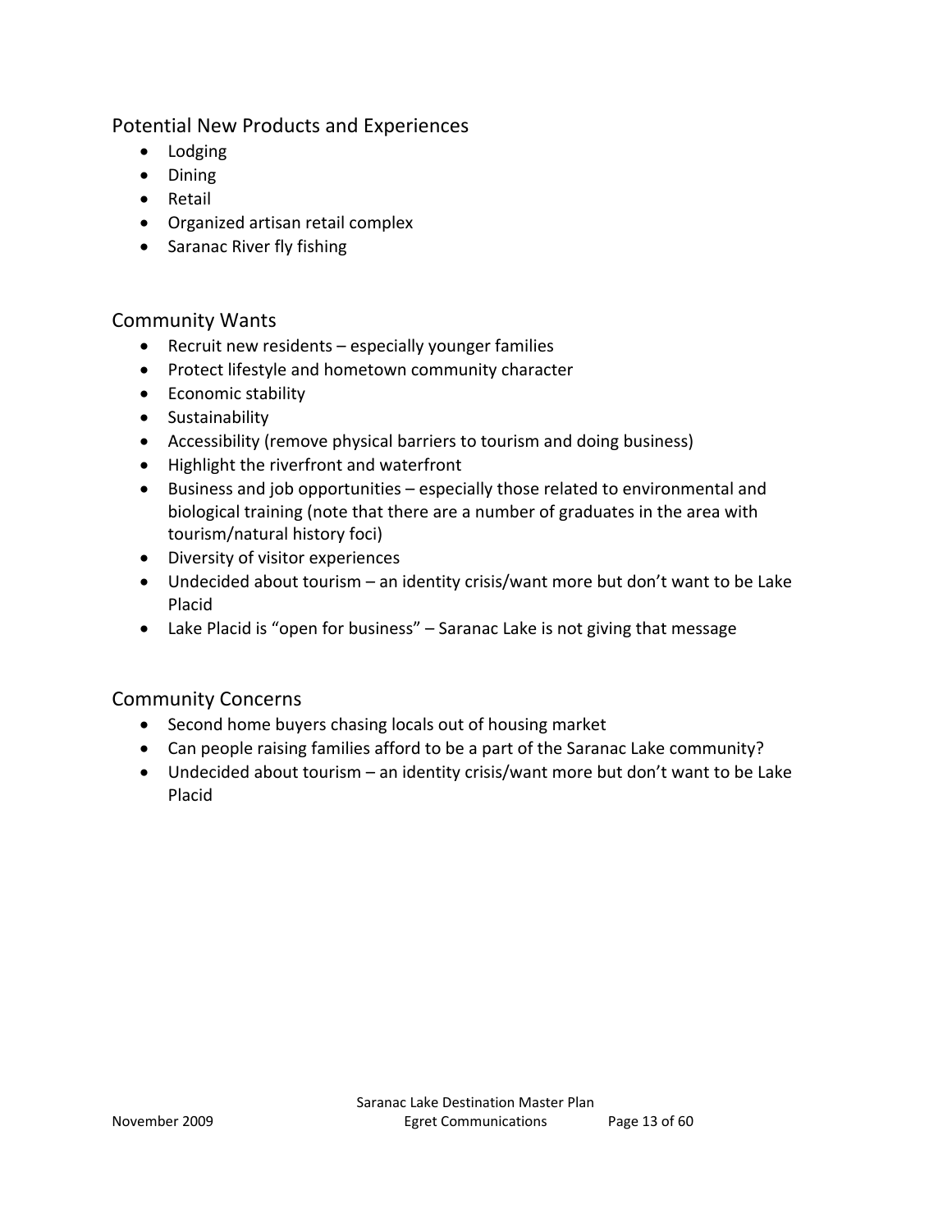## Potential New Products and Experiences

- Lodging
- Dining
- Retail
- Organized artisan retail complex
- Saranac River fly fishing

## Community Wants

- Recruit new residents – especially younger families
- Protect lifestyle and hometown community character
- Economic stability
- Sustainability
- Accessibility (remove physical barriers to tourism and doing business)
- Highlight the riverfront and waterfront
- Business and job opportunities – especially those related to environmental and biological training (note that there are a number of graduates in the area with tourism/natural history foci)
- Diversity of visitor experiences
- Undecided about tourism – an identity crisis/want more but don't want to be Lake Placid
- Lake Placid is "open for business" – Saranac Lake is not giving that message

## Community Concerns

- Second home buyers chasing locals out of housing market
- Can people raising families afford to be a part of the Saranac Lake community?
- Undecided about tourism – an identity crisis/want more but don't want to be Lake Placid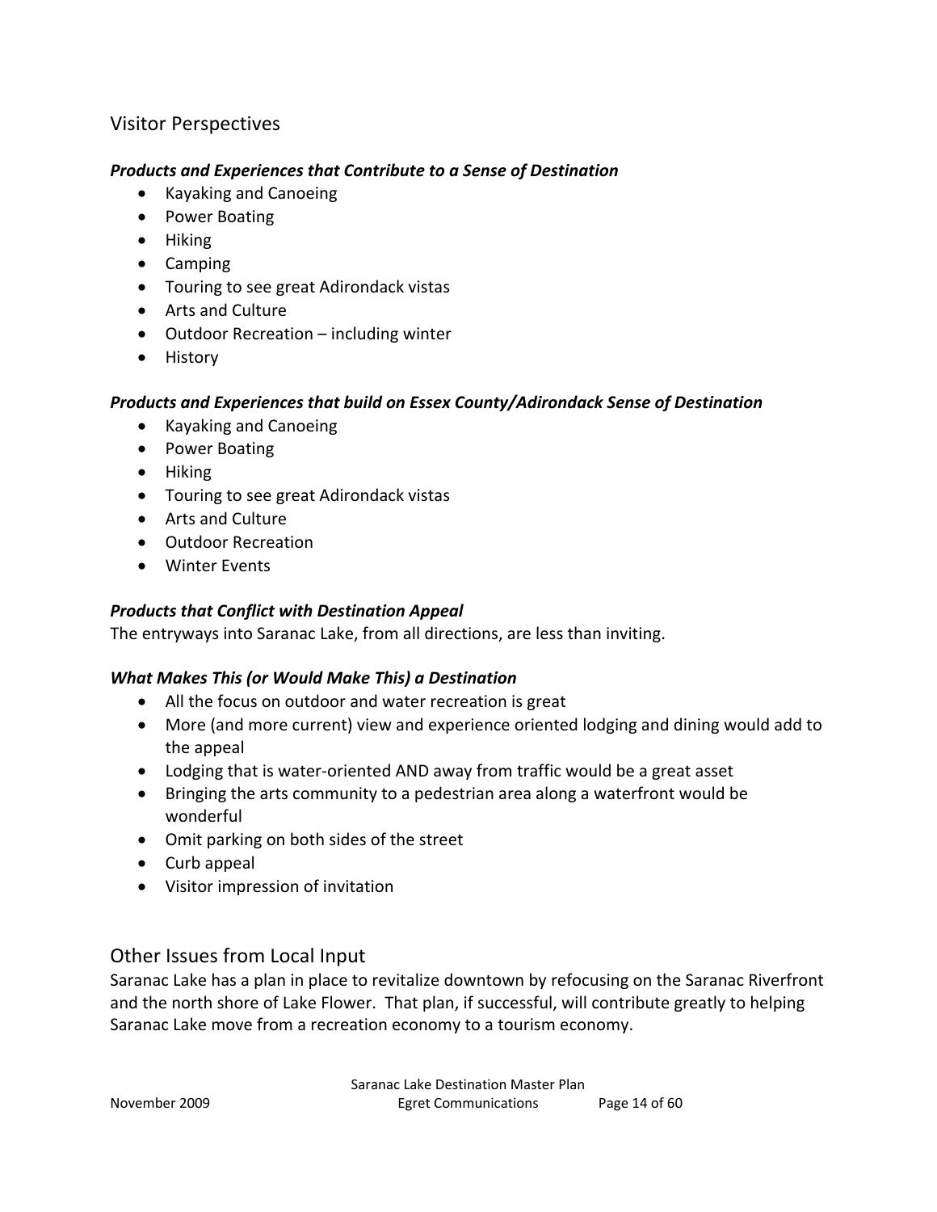## Visitor Perspectives

***Products and Experiences that Contribute to a Sense of Destination***

- Kayaking and Canoeing
- Power Boating
- Hiking
- Camping
- Touring to see great Adirondack vistas
- Arts and Culture
- Outdoor Recreation – including winter
- History

***Products and Experiences that build on Essex County/Adirondack Sense of Destination***

- Kayaking and Canoeing
- Power Boating
- Hiking
- Touring to see great Adirondack vistas
- Arts and Culture
- Outdoor Recreation
- Winter Events

***Products that Conflict with Destination Appeal***

The entryways into Saranac Lake, from all directions, are less than inviting.

***What Makes This (or Would Make This) a Destination***

- All the focus on outdoor and water recreation is great
- More (and more current) view and experience oriented lodging and dining would add to the appeal
- Lodging that is water-oriented AND away from traffic would be a great asset
- Bringing the arts community to a pedestrian area along a waterfront would be wonderful
- Omit parking on both sides of the street
- Curb appeal
- Visitor impression of invitation

## Other Issues from Local Input

Saranac Lake has a plan in place to revitalize downtown by refocusing on the Saranac Riverfront and the north shore of Lake Flower. That plan, if successful, will contribute greatly to helping Saranac Lake move from a recreation economy to a tourism economy.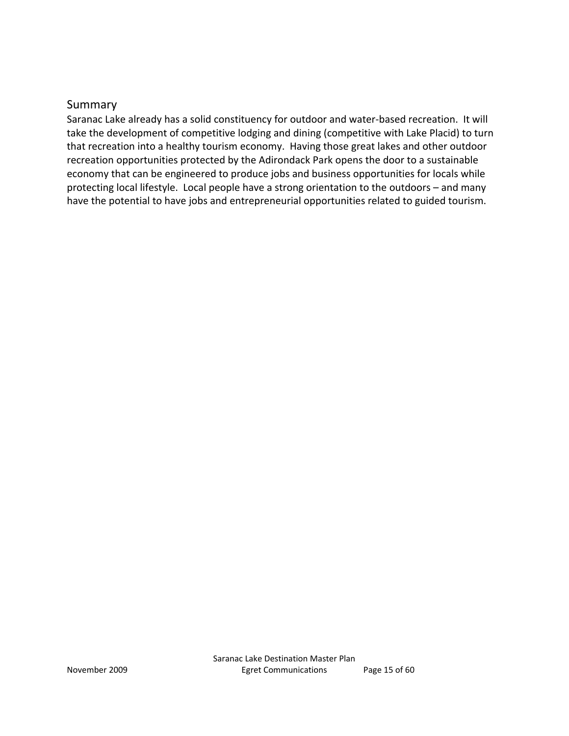## Summary

Saranac Lake already has a solid constituency for outdoor and water-based recreation. It will take the development of competitive lodging and dining (competitive with Lake Placid) to turn that recreation into a healthy tourism economy. Having those great lakes and other outdoor recreation opportunities protected by the Adirondack Park opens the door to a sustainable economy that can be engineered to produce jobs and business opportunities for locals while protecting local lifestyle. Local people have a strong orientation to the outdoors – and many have the potential to have jobs and entrepreneurial opportunities related to guided tourism.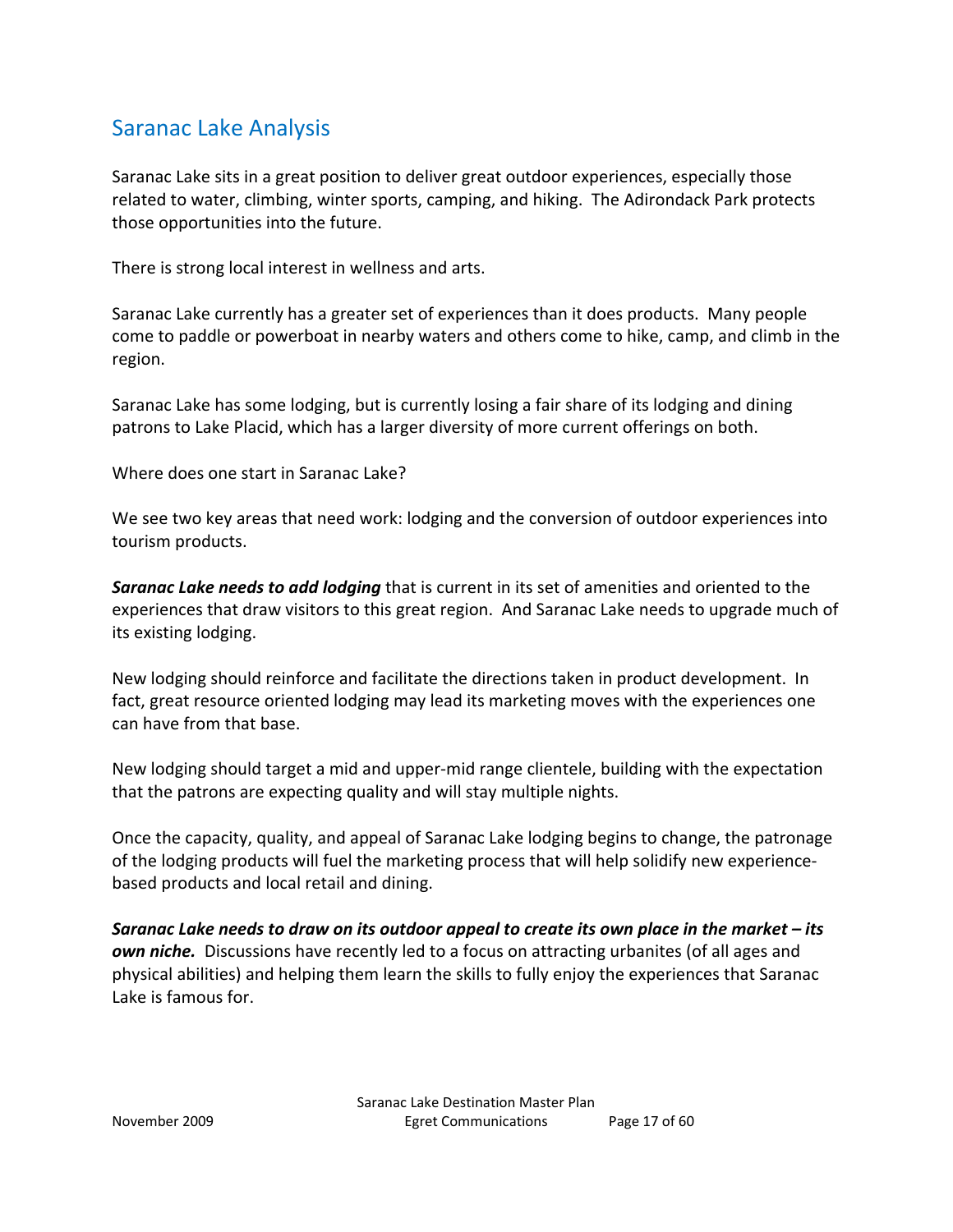## Saranac Lake Analysis

Saranac Lake sits in a great position to deliver great outdoor experiences, especially those related to water, climbing, winter sports, camping, and hiking. The Adirondack Park protects those opportunities into the future.

There is strong local interest in wellness and arts.

Saranac Lake currently has a greater set of experiences than it does products. Many people come to paddle or powerboat in nearby waters and others come to hike, camp, and climb in the region.

Saranac Lake has some lodging, but is currently losing a fair share of its lodging and dining patrons to Lake Placid, which has a larger diversity of more current offerings on both.

Where does one start in Saranac Lake?

We see two key areas that need work: lodging and the conversion of outdoor experiences into tourism products.

***Saranac Lake needs to add lodging*** that is current in its set of amenities and oriented to the experiences that draw visitors to this great region. And Saranac Lake needs to upgrade much of its existing lodging.

New lodging should reinforce and facilitate the directions taken in product development. In fact, great resource oriented lodging may lead its marketing moves with the experiences one can have from that base.

New lodging should target a mid and upper-mid range clientele, building with the expectation that the patrons are expecting quality and will stay multiple nights.

Once the capacity, quality, and appeal of Saranac Lake lodging begins to change, the patronage of the lodging products will fuel the marketing process that will help solidify new experience-based products and local retail and dining.

***Saranac Lake needs to draw on its outdoor appeal to create its own place in the market – its own niche.*** Discussions have recently led to a focus on attracting urbanites (of all ages and physical abilities) and helping them learn the skills to fully enjoy the experiences that Saranac Lake is famous for.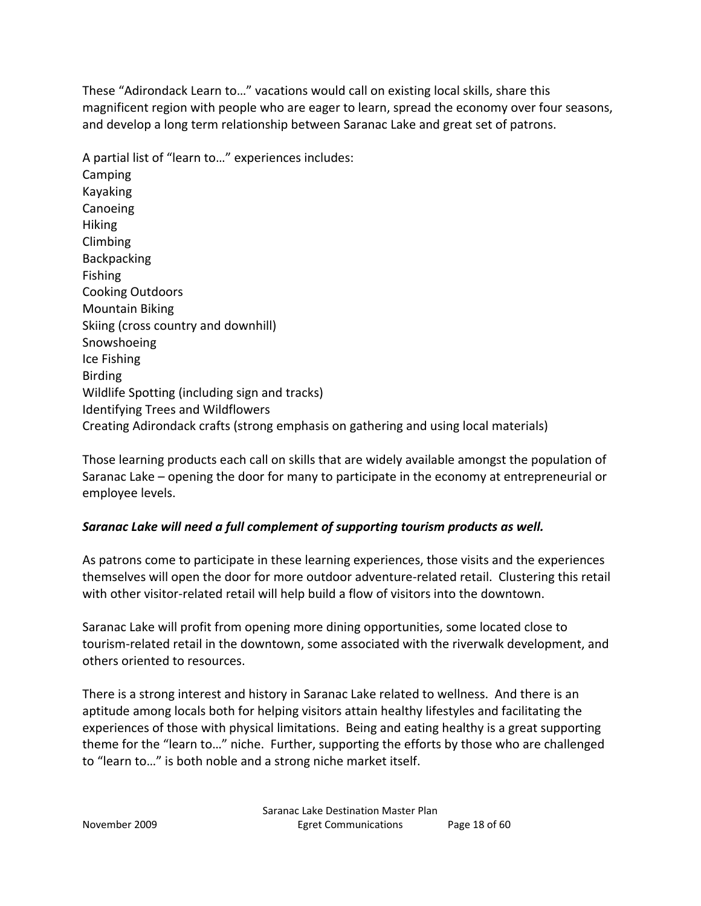These “Adirondack Learn to…” vacations would call on existing local skills, share this magnificent region with people who are eager to learn, spread the economy over four seasons, and develop a long term relationship between Saranac Lake and great set of patrons.

A partial list of “learn to…” experiences includes:
Camping
Kayaking
Canoeing
Hiking
Climbing
Backpacking
Fishing
Cooking Outdoors
Mountain Biking
Skiing (cross country and downhill)
Snowshoeing
Ice Fishing
Birding
Wildlife Spotting (including sign and tracks)
Identifying Trees and Wildflowers
Creating Adirondack crafts (strong emphasis on gathering and using local materials)

Those learning products each call on skills that are widely available amongst the population of Saranac Lake – opening the door for many to participate in the economy at entrepreneurial or employee levels.

***Saranac Lake will need a full complement of supporting tourism products as well.***

As patrons come to participate in these learning experiences, those visits and the experiences themselves will open the door for more outdoor adventure-related retail. Clustering this retail with other visitor-related retail will help build a flow of visitors into the downtown.

Saranac Lake will profit from opening more dining opportunities, some located close to tourism-related retail in the downtown, some associated with the riverwalk development, and others oriented to resources.

There is a strong interest and history in Saranac Lake related to wellness. And there is an aptitude among locals both for helping visitors attain healthy lifestyles and facilitating the experiences of those with physical limitations. Being and eating healthy is a great supporting theme for the “learn to…” niche. Further, supporting the efforts by those who are challenged to “learn to…” is both noble and a strong niche market itself.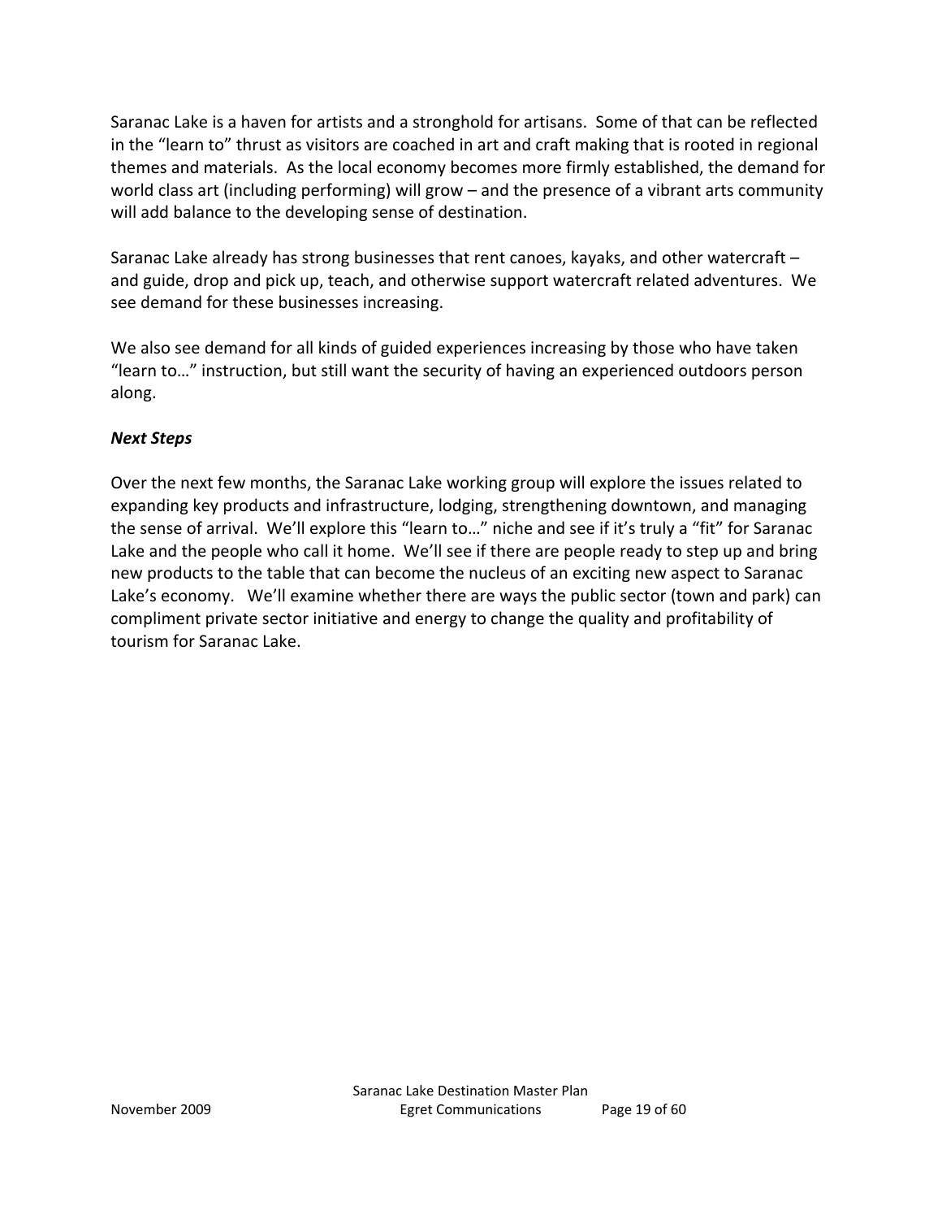Saranac Lake is a haven for artists and a stronghold for artisans. Some of that can be reflected in the "learn to" thrust as visitors are coached in art and craft making that is rooted in regional themes and materials. As the local economy becomes more firmly established, the demand for world class art (including performing) will grow – and the presence of a vibrant arts community will add balance to the developing sense of destination.

Saranac Lake already has strong businesses that rent canoes, kayaks, and other watercraft – and guide, drop and pick up, teach, and otherwise support watercraft related adventures. We see demand for these businesses increasing.

We also see demand for all kinds of guided experiences increasing by those who have taken "learn to…" instruction, but still want the security of having an experienced outdoors person along.

***Next Steps***

Over the next few months, the Saranac Lake working group will explore the issues related to expanding key products and infrastructure, lodging, strengthening downtown, and managing the sense of arrival. We'll explore this "learn to…" niche and see if it's truly a "fit" for Saranac Lake and the people who call it home. We'll see if there are people ready to step up and bring new products to the table that can become the nucleus of an exciting new aspect to Saranac Lake's economy. We'll examine whether there are ways the public sector (town and park) can compliment private sector initiative and energy to change the quality and profitability of tourism for Saranac Lake.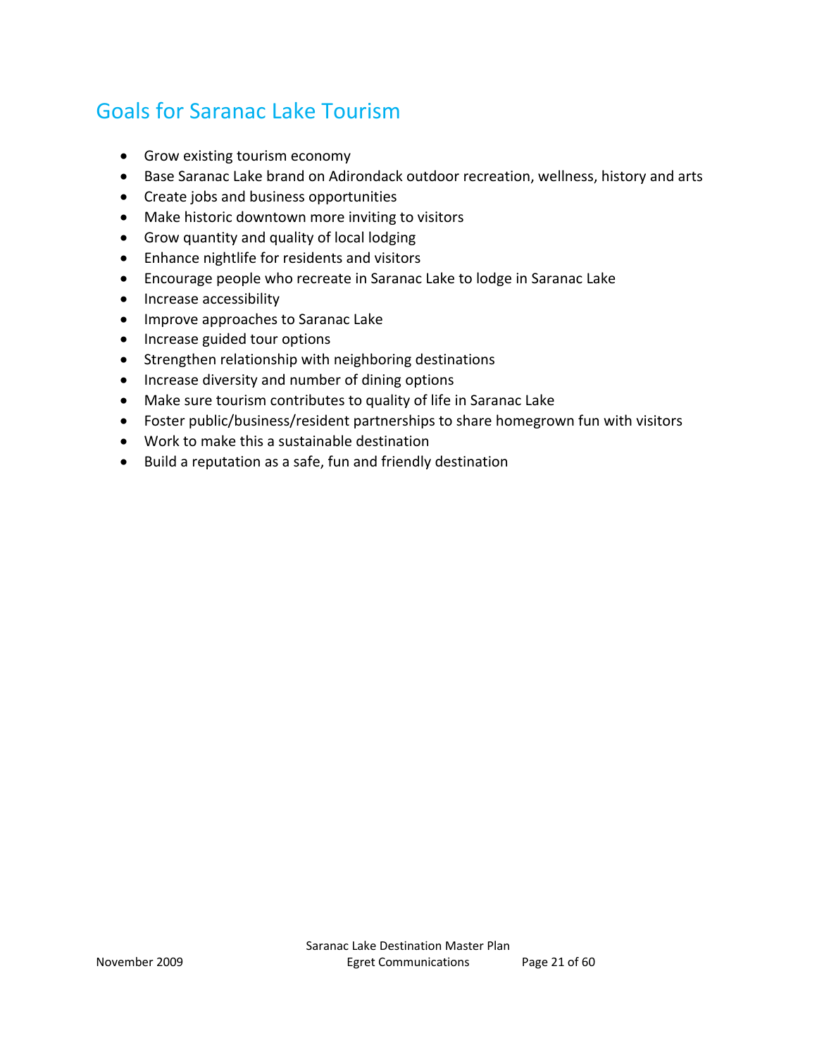## Goals for Saranac Lake Tourism

- Grow existing tourism economy
- Base Saranac Lake brand on Adirondack outdoor recreation, wellness, history and arts
- Create jobs and business opportunities
- Make historic downtown more inviting to visitors
- Grow quantity and quality of local lodging
- Enhance nightlife for residents and visitors
- Encourage people who recreate in Saranac Lake to lodge in Saranac Lake
- Increase accessibility
- Improve approaches to Saranac Lake
- Increase guided tour options
- Strengthen relationship with neighboring destinations
- Increase diversity and number of dining options
- Make sure tourism contributes to quality of life in Saranac Lake
- Foster public/business/resident partnerships to share homegrown fun with visitors
- Work to make this a sustainable destination
- Build a reputation as a safe, fun and friendly destination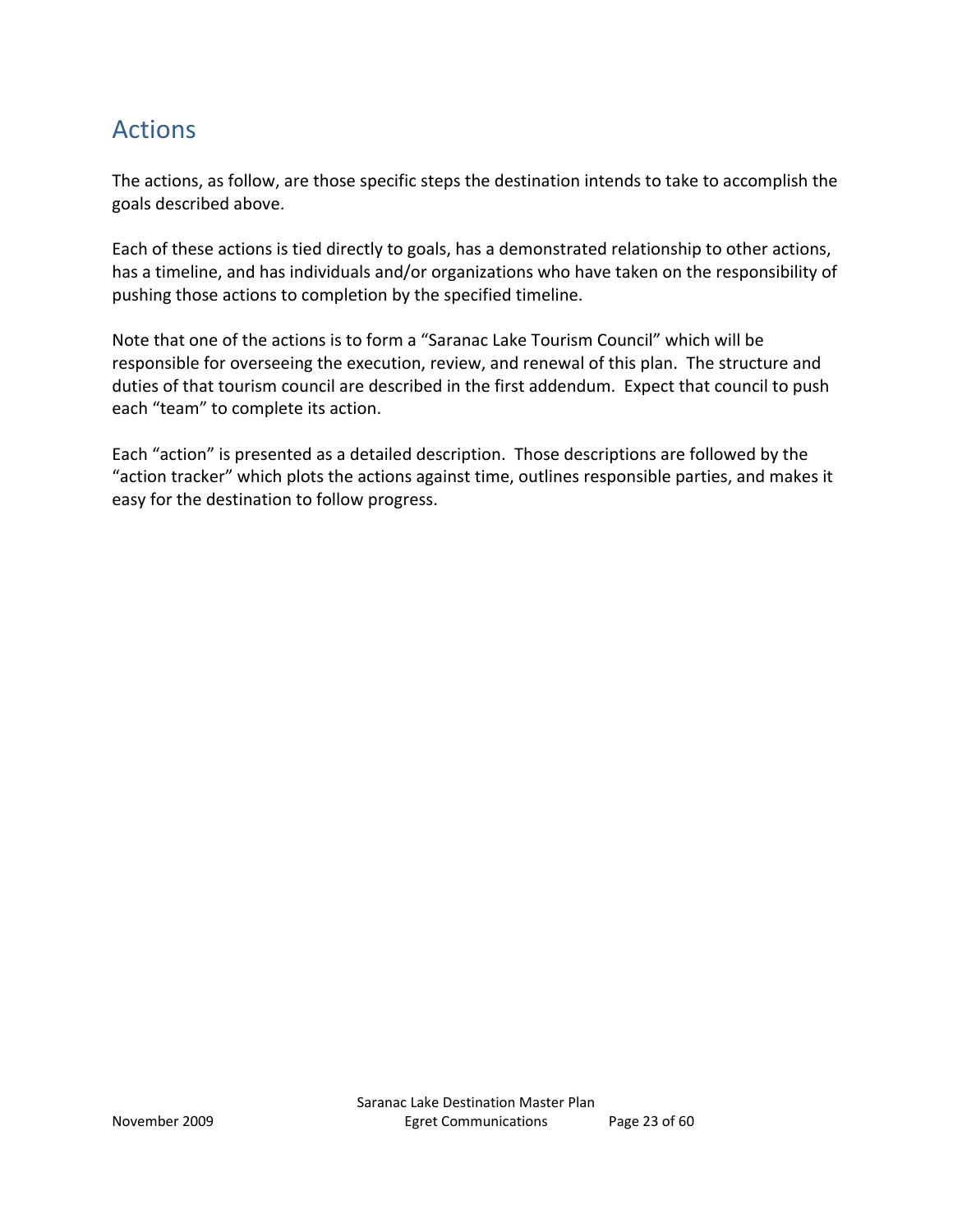## Actions

The actions, as follow, are those specific steps the destination intends to take to accomplish the goals described above.

Each of these actions is tied directly to goals, has a demonstrated relationship to other actions, has a timeline, and has individuals and/or organizations who have taken on the responsibility of pushing those actions to completion by the specified timeline.

Note that one of the actions is to form a "Saranac Lake Tourism Council" which will be responsible for overseeing the execution, review, and renewal of this plan. The structure and duties of that tourism council are described in the first addendum. Expect that council to push each "team" to complete its action.

Each "action" is presented as a detailed description. Those descriptions are followed by the "action tracker" which plots the actions against time, outlines responsible parties, and makes it easy for the destination to follow progress.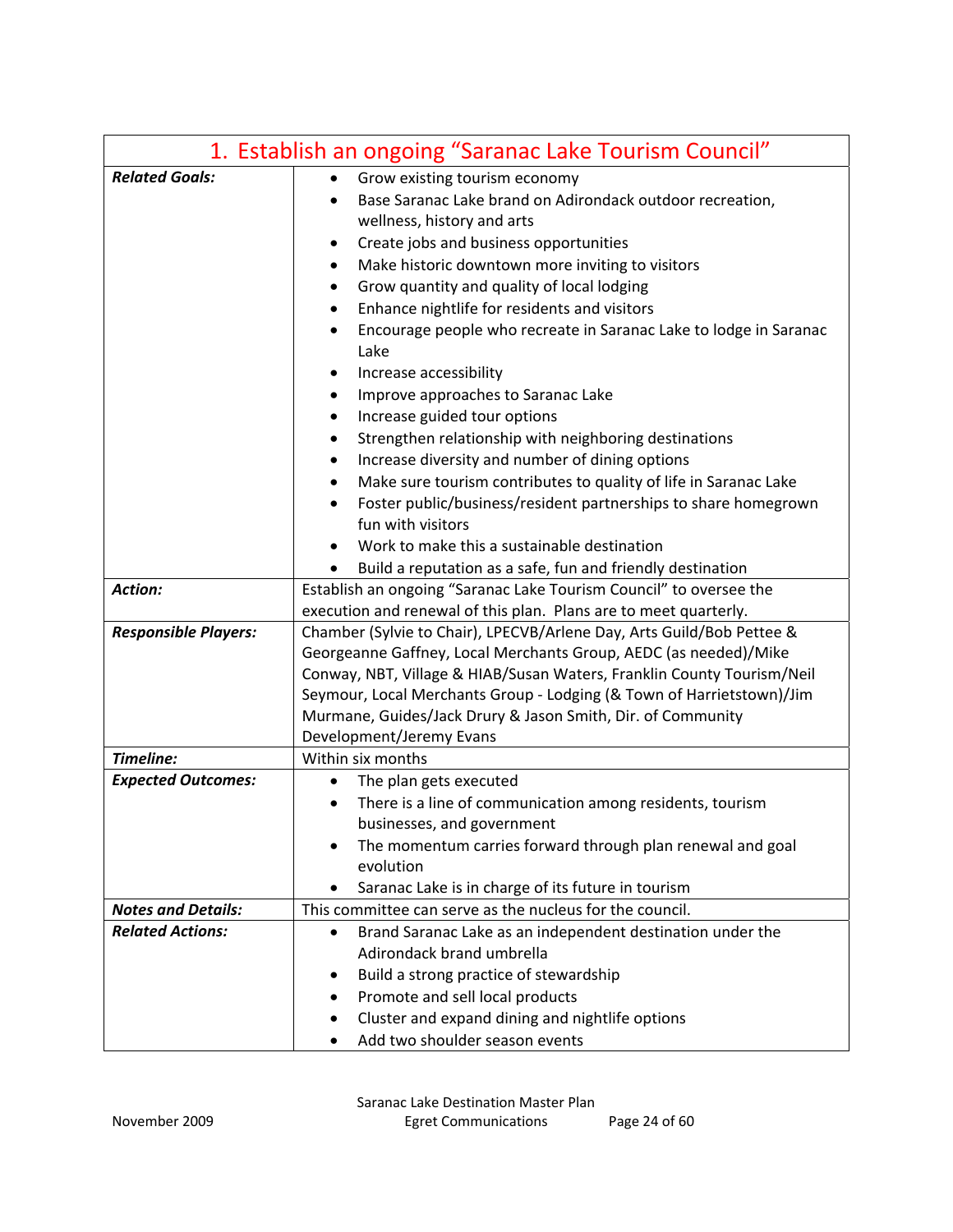| 1. Establish an ongoing "Saranac Lake Tourism Council" | |
|---|---|
| ***Related Goals:*** | • Grow existing tourism economy<br>• Base Saranac Lake brand on Adirondack outdoor recreation, wellness, history and arts<br>• Create jobs and business opportunities<br>• Make historic downtown more inviting to visitors<br>• Grow quantity and quality of local lodging<br>• Enhance nightlife for residents and visitors<br>• Encourage people who recreate in Saranac Lake to lodge in Saranac Lake<br>• Increase accessibility<br>• Improve approaches to Saranac Lake<br>• Increase guided tour options<br>• Strengthen relationship with neighboring destinations<br>• Increase diversity and number of dining options<br>• Make sure tourism contributes to quality of life in Saranac Lake<br>• Foster public/business/resident partnerships to share homegrown fun with visitors<br>• Work to make this a sustainable destination<br>• Build a reputation as a safe, fun and friendly destination |
| ***Action:*** | Establish an ongoing "Saranac Lake Tourism Council" to oversee the execution and renewal of this plan. Plans are to meet quarterly. |
| ***Responsible Players:*** | Chamber (Sylvie to Chair), LPECVB/Arlene Day, Arts Guild/Bob Pettee & Georgeanne Gaffney, Local Merchants Group, AEDC (as needed)/Mike Conway, NBT, Village & HIAB/Susan Waters, Franklin County Tourism/Neil Seymour, Local Merchants Group - Lodging (& Town of Harrietstown)/Jim Murmane, Guides/Jack Drury & Jason Smith, Dir. of Community Development/Jeremy Evans |
| ***Timeline:*** | Within six months |
| ***Expected Outcomes:*** | • The plan gets executed<br>• There is a line of communication among residents, tourism businesses, and government<br>• The momentum carries forward through plan renewal and goal evolution<br>• Saranac Lake is in charge of its future in tourism |
| ***Notes and Details:*** | This committee can serve as the nucleus for the council. |
| ***Related Actions:*** | • Brand Saranac Lake as an independent destination under the Adirondack brand umbrella<br>• Build a strong practice of stewardship<br>• Promote and sell local products<br>• Cluster and expand dining and nightlife options<br>• Add two shoulder season events |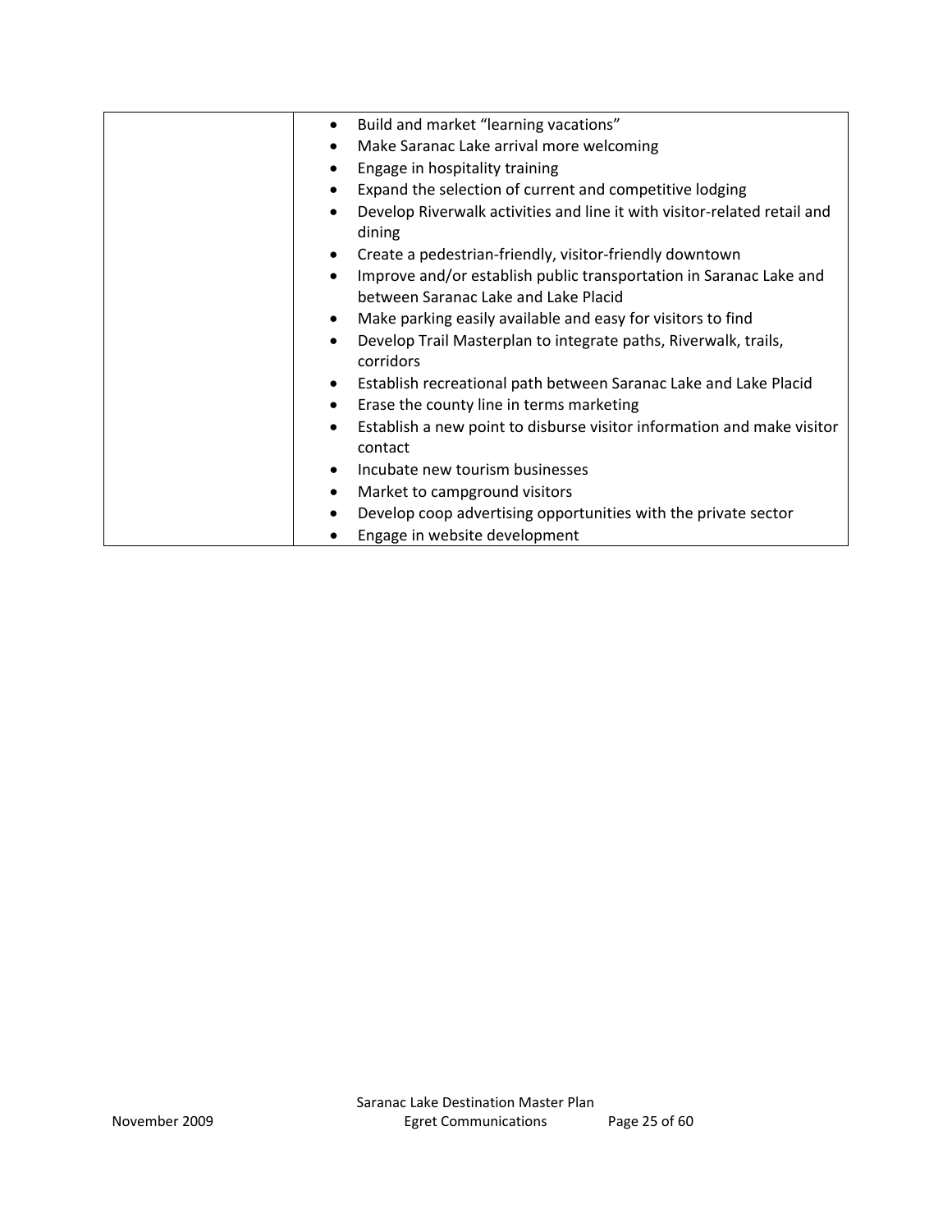|  |  |
|---|---|
|  | • Build and market "learning vacations"<br>• Make Saranac Lake arrival more welcoming<br>• Engage in hospitality training<br>• Expand the selection of current and competitive lodging<br>• Develop Riverwalk activities and line it with visitor-related retail and dining<br>• Create a pedestrian-friendly, visitor-friendly downtown<br>• Improve and/or establish public transportation in Saranac Lake and between Saranac Lake and Lake Placid<br>• Make parking easily available and easy for visitors to find<br>• Develop Trail Masterplan to integrate paths, Riverwalk, trails, corridors<br>• Establish recreational path between Saranac Lake and Lake Placid<br>• Erase the county line in terms marketing<br>• Establish a new point to disburse visitor information and make visitor contact<br>• Incubate new tourism businesses<br>• Market to campground visitors<br>• Develop coop advertising opportunities with the private sector<br>• Engage in website development |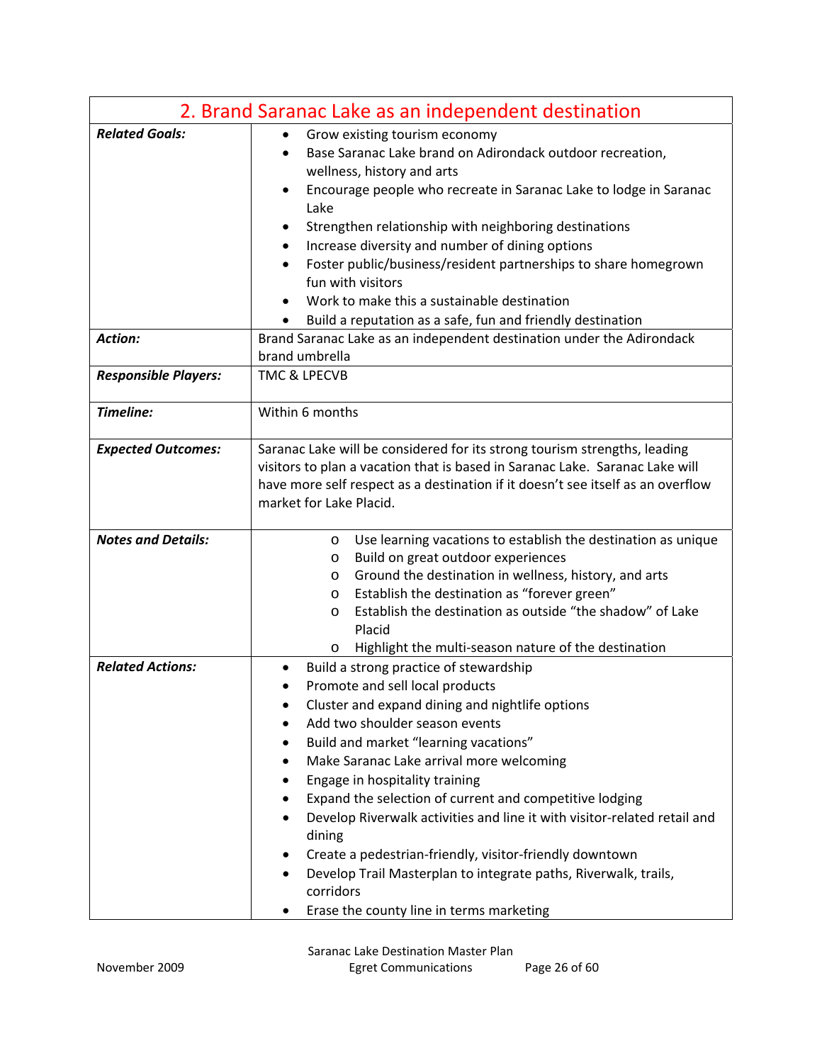## 2. Brand Saranac Lake as an independent destination

| | |
|---|---|
| ***Related Goals:*** | • Grow existing tourism economy<br>• Base Saranac Lake brand on Adirondack outdoor recreation, wellness, history and arts<br>• Encourage people who recreate in Saranac Lake to lodge in Saranac Lake<br>• Strengthen relationship with neighboring destinations<br>• Increase diversity and number of dining options<br>• Foster public/business/resident partnerships to share homegrown fun with visitors<br>• Work to make this a sustainable destination<br>• Build a reputation as a safe, fun and friendly destination |
| ***Action:*** | Brand Saranac Lake as an independent destination under the Adirondack brand umbrella |
| ***Responsible Players:*** | TMC & LPECVB |
| ***Timeline:*** | Within 6 months |
| ***Expected Outcomes:*** | Saranac Lake will be considered for its strong tourism strengths, leading visitors to plan a vacation that is based in Saranac Lake. Saranac Lake will have more self respect as a destination if it doesn't see itself as an overflow market for Lake Placid. |
| ***Notes and Details:*** | o Use learning vacations to establish the destination as unique<br>o Build on great outdoor experiences<br>o Ground the destination in wellness, history, and arts<br>o Establish the destination as "forever green"<br>o Establish the destination as outside "the shadow" of Lake Placid<br>o Highlight the multi-season nature of the destination |
| ***Related Actions:*** | • Build a strong practice of stewardship<br>• Promote and sell local products<br>• Cluster and expand dining and nightlife options<br>• Add two shoulder season events<br>• Build and market "learning vacations"<br>• Make Saranac Lake arrival more welcoming<br>• Engage in hospitality training<br>• Expand the selection of current and competitive lodging<br>• Develop Riverwalk activities and line it with visitor-related retail and dining<br>• Create a pedestrian-friendly, visitor-friendly downtown<br>• Develop Trail Masterplan to integrate paths, Riverwalk, trails, corridors<br>• Erase the county line in terms marketing |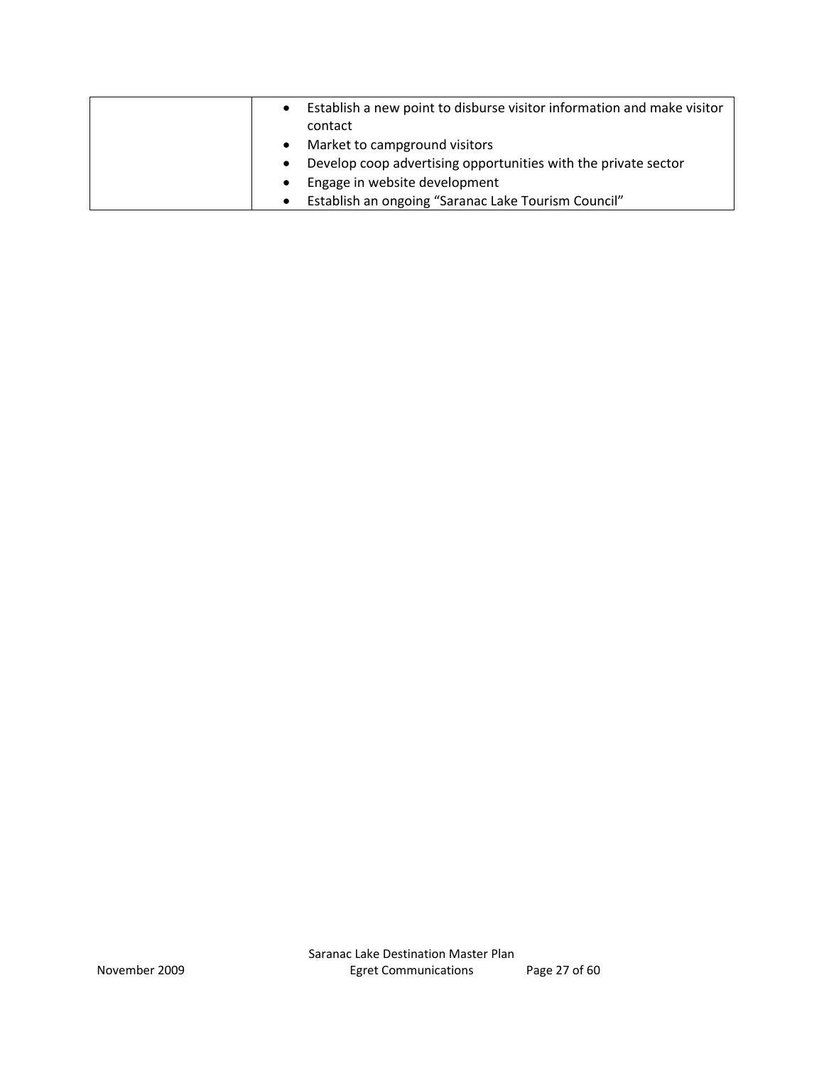|  |  |
| --- | --- |
|  | • Establish a new point to disburse visitor information and make visitor contact<br>• Market to campground visitors<br>• Develop coop advertising opportunities with the private sector<br>• Engage in website development<br>• Establish an ongoing "Saranac Lake Tourism Council" |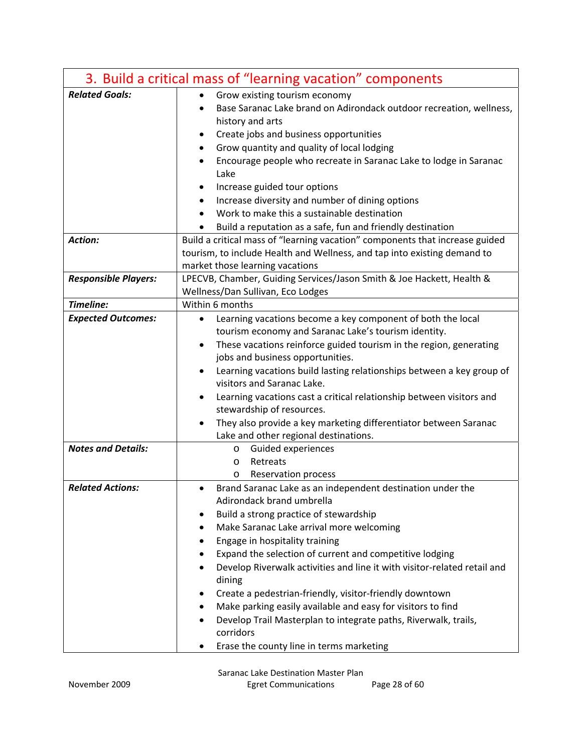## 3. Build a critical mass of "learning vacation" components

| | |
|---|---|
| ***Related Goals:*** | • Grow existing tourism economy<br>• Base Saranac Lake brand on Adirondack outdoor recreation, wellness, history and arts<br>• Create jobs and business opportunities<br>• Grow quantity and quality of local lodging<br>• Encourage people who recreate in Saranac Lake to lodge in Saranac Lake<br>• Increase guided tour options<br>• Increase diversity and number of dining options<br>• Work to make this a sustainable destination<br>• Build a reputation as a safe, fun and friendly destination |
| ***Action:*** | Build a critical mass of "learning vacation" components that increase guided tourism, to include Health and Wellness, and tap into existing demand to market those learning vacations |
| ***Responsible Players:*** | LPECVB, Chamber, Guiding Services/Jason Smith & Joe Hackett, Health & Wellness/Dan Sullivan, Eco Lodges |
| ***Timeline:*** | Within 6 months |
| ***Expected Outcomes:*** | • Learning vacations become a key component of both the local tourism economy and Saranac Lake's tourism identity.<br>• These vacations reinforce guided tourism in the region, generating jobs and business opportunities.<br>• Learning vacations build lasting relationships between a key group of visitors and Saranac Lake.<br>• Learning vacations cast a critical relationship between visitors and stewardship of resources.<br>• They also provide a key marketing differentiator between Saranac Lake and other regional destinations. |
| ***Notes and Details:*** | o Guided experiences<br>o Retreats<br>o Reservation process |
| ***Related Actions:*** | • Brand Saranac Lake as an independent destination under the Adirondack brand umbrella<br>• Build a strong practice of stewardship<br>• Make Saranac Lake arrival more welcoming<br>• Engage in hospitality training<br>• Expand the selection of current and competitive lodging<br>• Develop Riverwalk activities and line it with visitor-related retail and dining<br>• Create a pedestrian-friendly, visitor-friendly downtown<br>• Make parking easily available and easy for visitors to find<br>• Develop Trail Masterplan to integrate paths, Riverwalk, trails, corridors<br>• Erase the county line in terms marketing |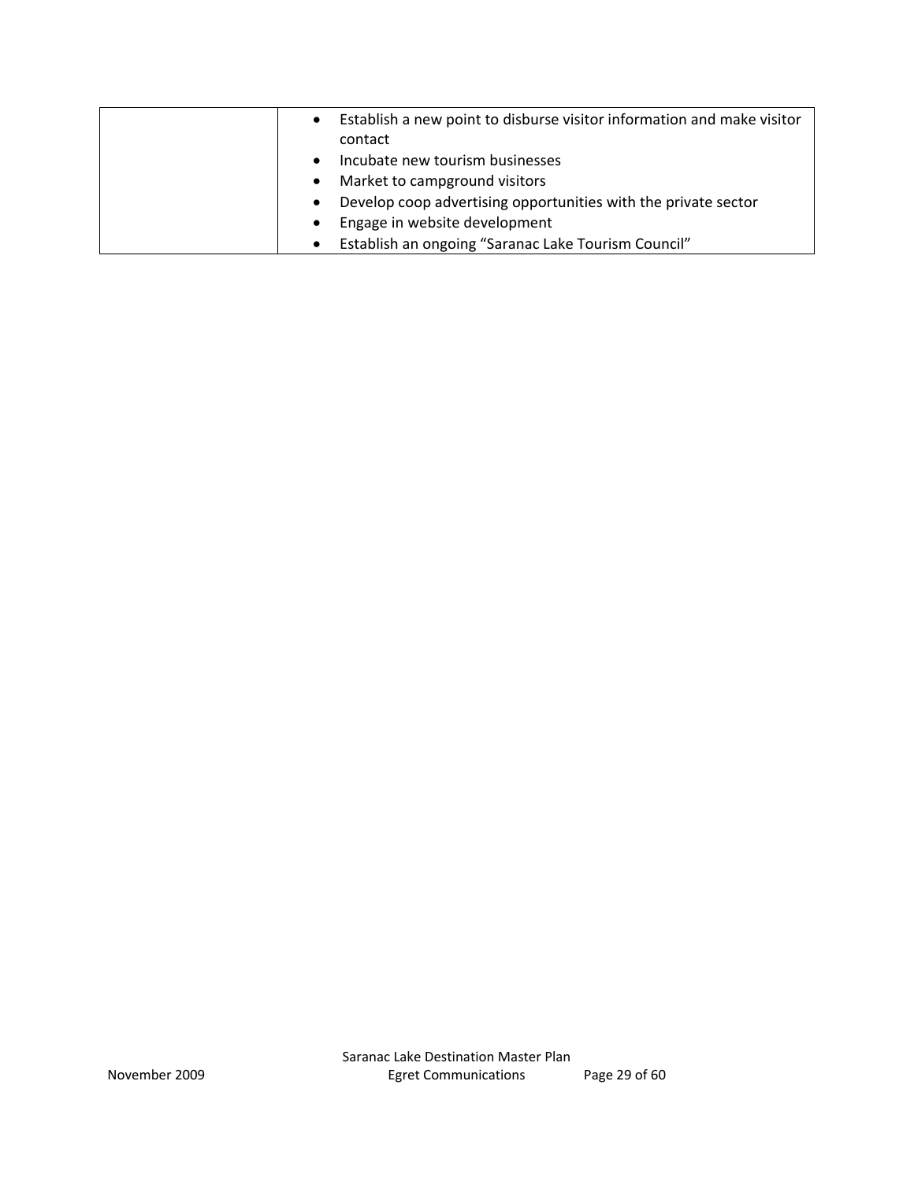| | |
|---|---|
| | • Establish a new point to disburse visitor information and make visitor contact<br>• Incubate new tourism businesses<br>• Market to campground visitors<br>• Develop coop advertising opportunities with the private sector<br>• Engage in website development<br>• Establish an ongoing “Saranac Lake Tourism Council” |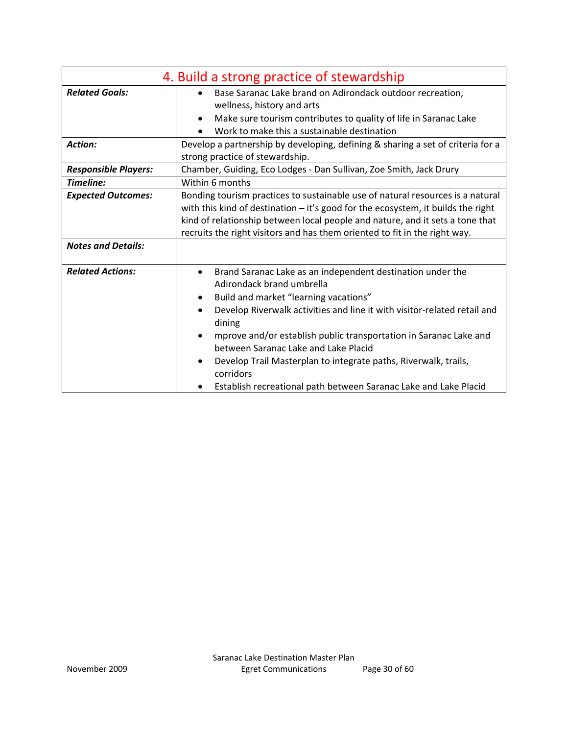| 4. Build a strong practice of stewardship | |
|---|---|
| ***Related Goals:*** | • Base Saranac Lake brand on Adirondack outdoor recreation, wellness, history and arts<br>• Make sure tourism contributes to quality of life in Saranac Lake<br>• Work to make this a sustainable destination |
| ***Action:*** | Develop a partnership by developing, defining & sharing a set of criteria for a strong practice of stewardship. |
| ***Responsible Players:*** | Chamber, Guiding, Eco Lodges - Dan Sullivan, Zoe Smith, Jack Drury |
| ***Timeline:*** | Within 6 months |
| ***Expected Outcomes:*** | Bonding tourism practices to sustainable use of natural resources is a natural with this kind of destination – it's good for the ecosystem, it builds the right kind of relationship between local people and nature, and it sets a tone that recruits the right visitors and has them oriented to fit in the right way. |
| ***Notes and Details:*** | |
| ***Related Actions:*** | • Brand Saranac Lake as an independent destination under the Adirondack brand umbrella<br>• Build and market "learning vacations"<br>• Develop Riverwalk activities and line it with visitor-related retail and dining<br>• mprove and/or establish public transportation in Saranac Lake and between Saranac Lake and Lake Placid<br>• Develop Trail Masterplan to integrate paths, Riverwalk, trails, corridors<br>• Establish recreational path between Saranac Lake and Lake Placid |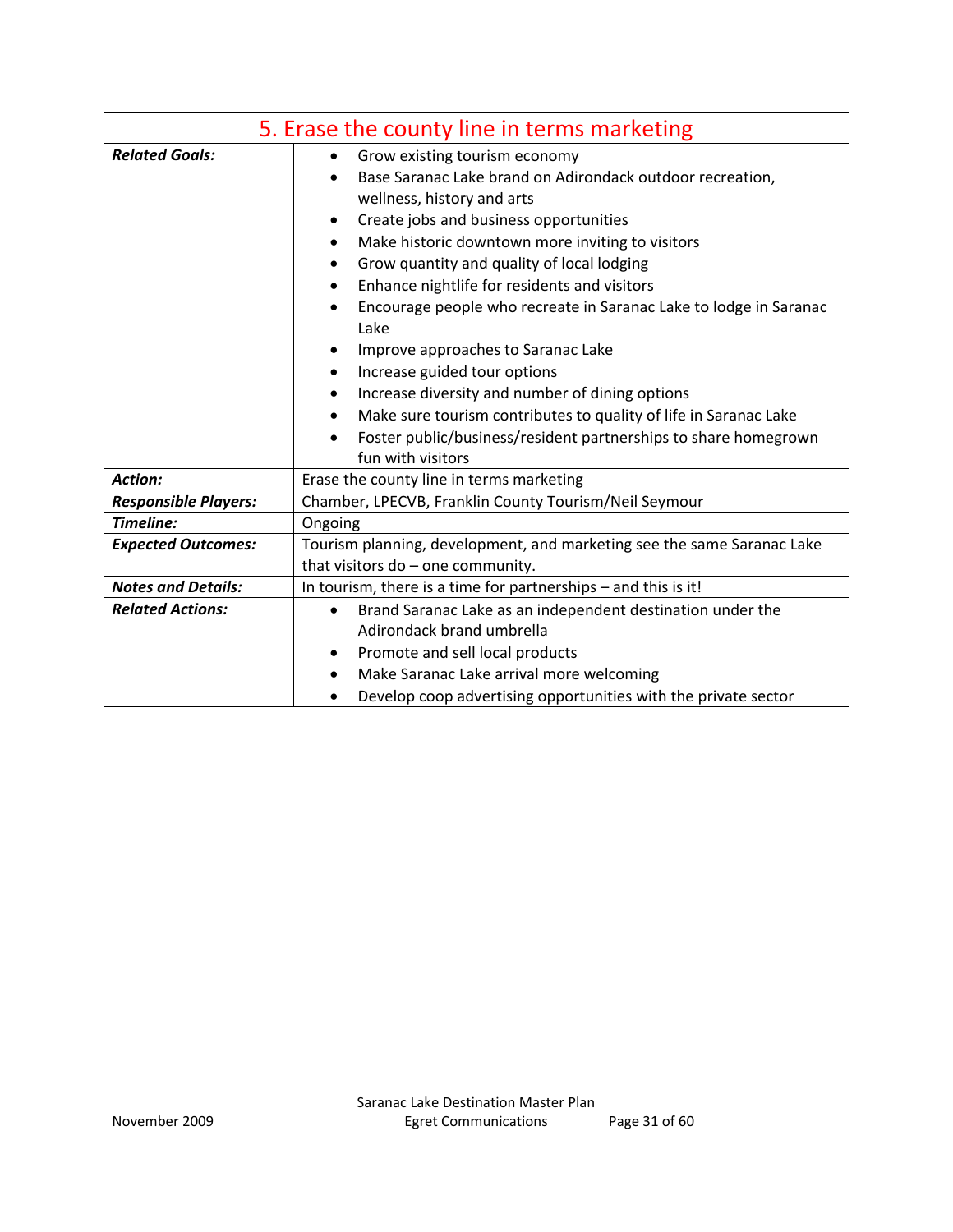| 5. Erase the county line in terms marketing | |
|---|---|
| ***Related Goals:*** | • Grow existing tourism economy<br>• Base Saranac Lake brand on Adirondack outdoor recreation, wellness, history and arts<br>• Create jobs and business opportunities<br>• Make historic downtown more inviting to visitors<br>• Grow quantity and quality of local lodging<br>• Enhance nightlife for residents and visitors<br>• Encourage people who recreate in Saranac Lake to lodge in Saranac Lake<br>• Improve approaches to Saranac Lake<br>• Increase guided tour options<br>• Increase diversity and number of dining options<br>• Make sure tourism contributes to quality of life in Saranac Lake<br>• Foster public/business/resident partnerships to share homegrown fun with visitors |
| ***Action:*** | Erase the county line in terms marketing |
| ***Responsible Players:*** | Chamber, LPECVB, Franklin County Tourism/Neil Seymour |
| ***Timeline:*** | Ongoing |
| ***Expected Outcomes:*** | Tourism planning, development, and marketing see the same Saranac Lake that visitors do – one community. |
| ***Notes and Details:*** | In tourism, there is a time for partnerships – and this is it! |
| ***Related Actions:*** | • Brand Saranac Lake as an independent destination under the Adirondack brand umbrella<br>• Promote and sell local products<br>• Make Saranac Lake arrival more welcoming<br>• Develop coop advertising opportunities with the private sector |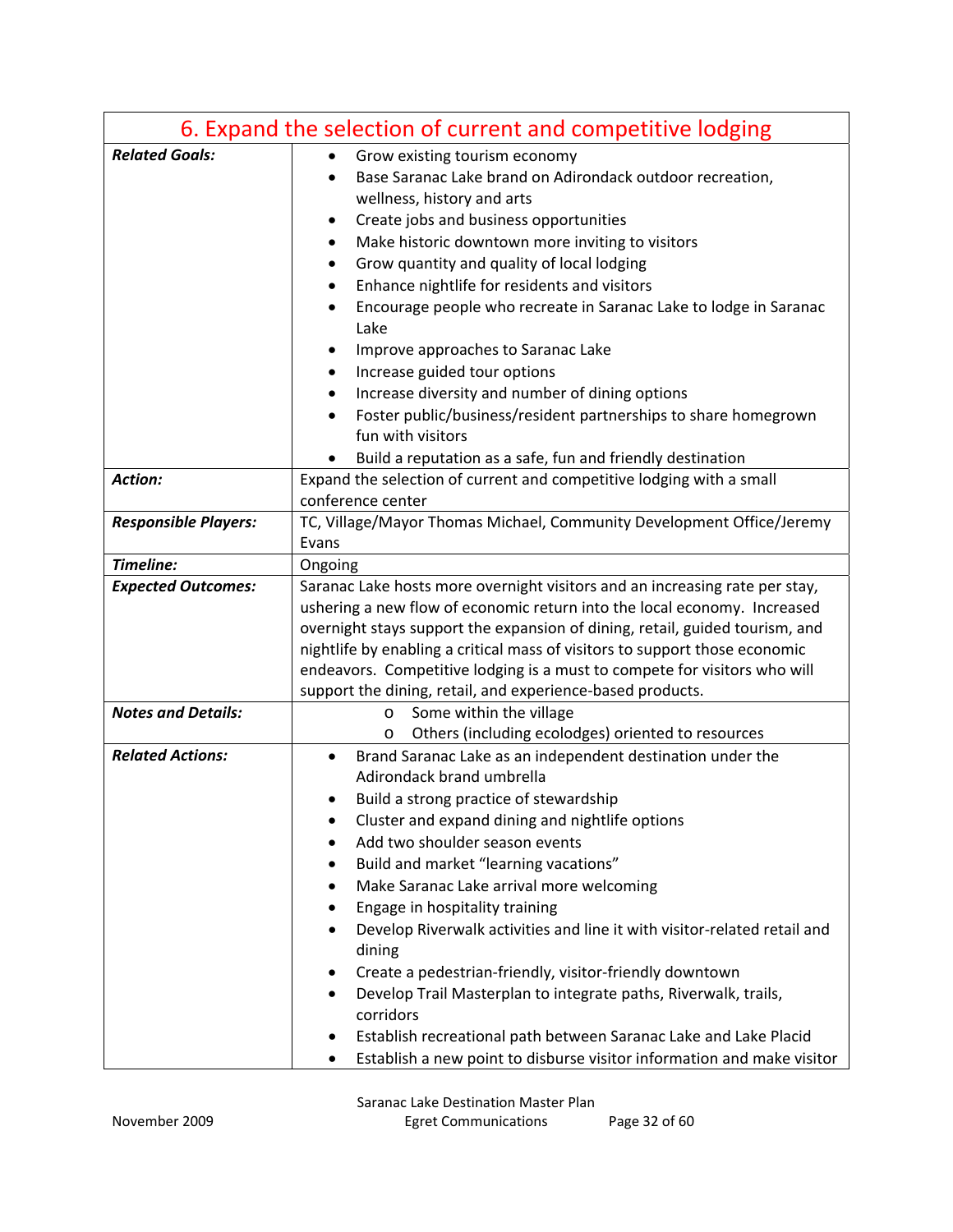| 6. Expand the selection of current and competitive lodging | |
|---|---|
| ***Related Goals:*** | • Grow existing tourism economy<br>• Base Saranac Lake brand on Adirondack outdoor recreation, wellness, history and arts<br>• Create jobs and business opportunities<br>• Make historic downtown more inviting to visitors<br>• Grow quantity and quality of local lodging<br>• Enhance nightlife for residents and visitors<br>• Encourage people who recreate in Saranac Lake to lodge in Saranac Lake<br>• Improve approaches to Saranac Lake<br>• Increase guided tour options<br>• Increase diversity and number of dining options<br>• Foster public/business/resident partnerships to share homegrown fun with visitors<br>• Build a reputation as a safe, fun and friendly destination |
| ***Action:*** | Expand the selection of current and competitive lodging with a small conference center |
| ***Responsible Players:*** | TC, Village/Mayor Thomas Michael, Community Development Office/Jeremy Evans |
| ***Timeline:*** | Ongoing |
| ***Expected Outcomes:*** | Saranac Lake hosts more overnight visitors and an increasing rate per stay, ushering a new flow of economic return into the local economy. Increased overnight stays support the expansion of dining, retail, guided tourism, and nightlife by enabling a critical mass of visitors to support those economic endeavors. Competitive lodging is a must to compete for visitors who will support the dining, retail, and experience-based products. |
| ***Notes and Details:*** | o Some within the village<br>o Others (including ecolodges) oriented to resources |
| ***Related Actions:*** | • Brand Saranac Lake as an independent destination under the Adirondack brand umbrella<br>• Build a strong practice of stewardship<br>• Cluster and expand dining and nightlife options<br>• Add two shoulder season events<br>• Build and market "learning vacations"<br>• Make Saranac Lake arrival more welcoming<br>• Engage in hospitality training<br>• Develop Riverwalk activities and line it with visitor-related retail and dining<br>• Create a pedestrian-friendly, visitor-friendly downtown<br>• Develop Trail Masterplan to integrate paths, Riverwalk, trails, corridors<br>• Establish recreational path between Saranac Lake and Lake Placid<br>• Establish a new point to disburse visitor information and make visitor |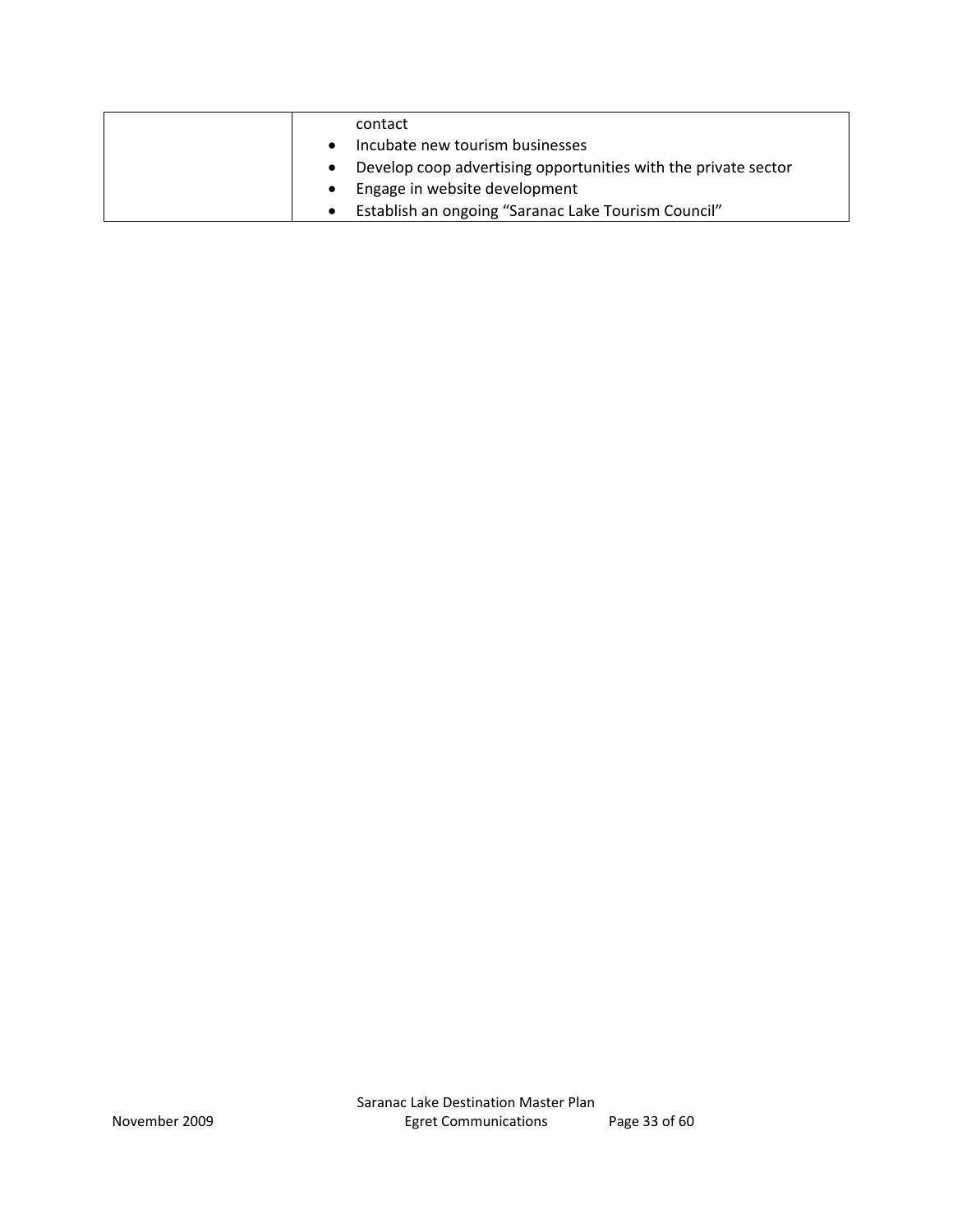|  |  |
|---|---|
|  | contact<br>• Incubate new tourism businesses<br>• Develop coop advertising opportunities with the private sector<br>• Engage in website development<br>• Establish an ongoing "Saranac Lake Tourism Council" |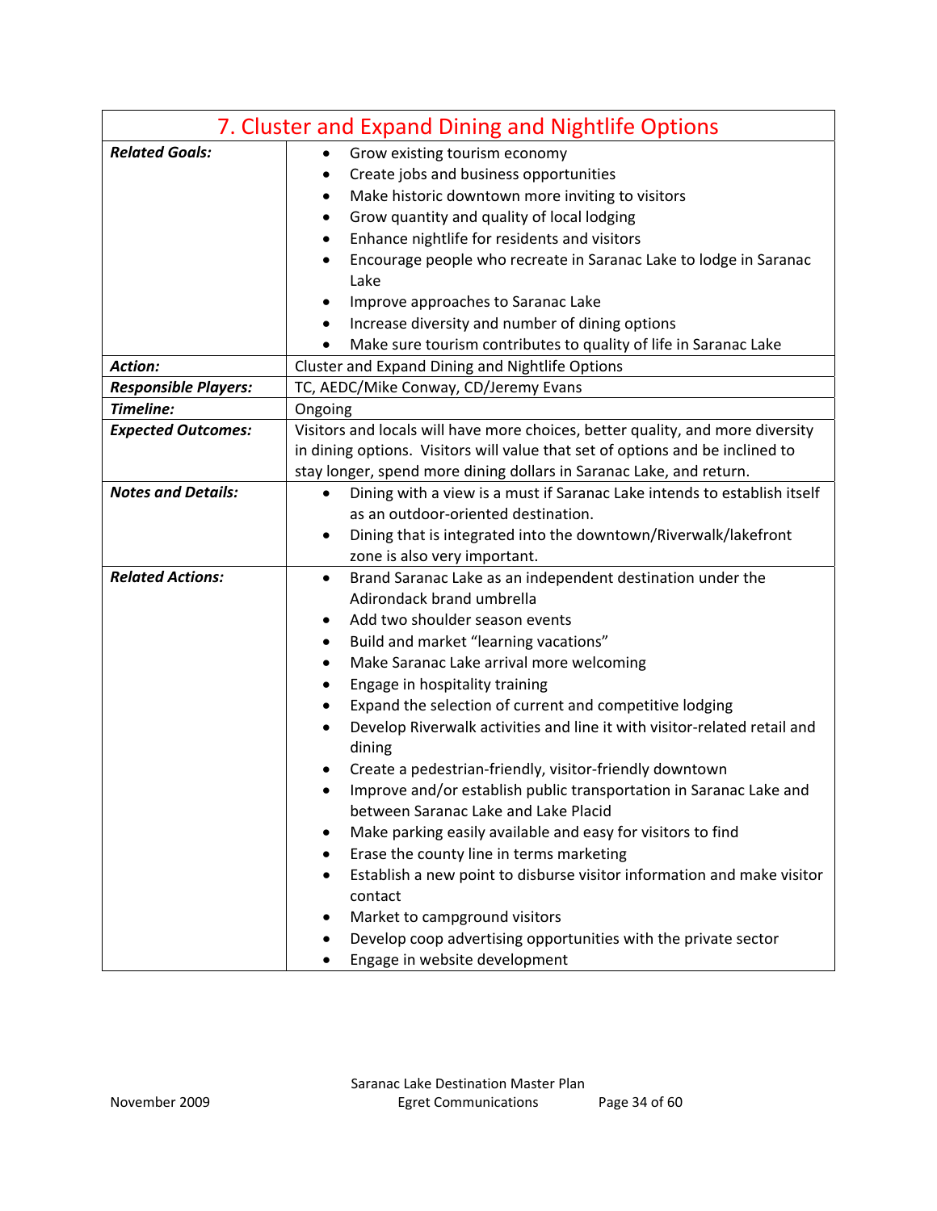## 7. Cluster and Expand Dining and Nightlife Options

| | |
|---|---|
| ***Related Goals:*** | • Grow existing tourism economy<br>• Create jobs and business opportunities<br>• Make historic downtown more inviting to visitors<br>• Grow quantity and quality of local lodging<br>• Enhance nightlife for residents and visitors<br>• Encourage people who recreate in Saranac Lake to lodge in Saranac Lake<br>• Improve approaches to Saranac Lake<br>• Increase diversity and number of dining options<br>• Make sure tourism contributes to quality of life in Saranac Lake |
| ***Action:*** | Cluster and Expand Dining and Nightlife Options |
| ***Responsible Players:*** | TC, AEDC/Mike Conway, CD/Jeremy Evans |
| ***Timeline:*** | Ongoing |
| ***Expected Outcomes:*** | Visitors and locals will have more choices, better quality, and more diversity in dining options. Visitors will value that set of options and be inclined to stay longer, spend more dining dollars in Saranac Lake, and return. |
| ***Notes and Details:*** | • Dining with a view is a must if Saranac Lake intends to establish itself as an outdoor-oriented destination.<br>• Dining that is integrated into the downtown/Riverwalk/lakefront zone is also very important. |
| ***Related Actions:*** | • Brand Saranac Lake as an independent destination under the Adirondack brand umbrella<br>• Add two shoulder season events<br>• Build and market "learning vacations"<br>• Make Saranac Lake arrival more welcoming<br>• Engage in hospitality training<br>• Expand the selection of current and competitive lodging<br>• Develop Riverwalk activities and line it with visitor-related retail and dining<br>• Create a pedestrian-friendly, visitor-friendly downtown<br>• Improve and/or establish public transportation in Saranac Lake and between Saranac Lake and Lake Placid<br>• Make parking easily available and easy for visitors to find<br>• Erase the county line in terms marketing<br>• Establish a new point to disburse visitor information and make visitor contact<br>• Market to campground visitors<br>• Develop coop advertising opportunities with the private sector<br>• Engage in website development |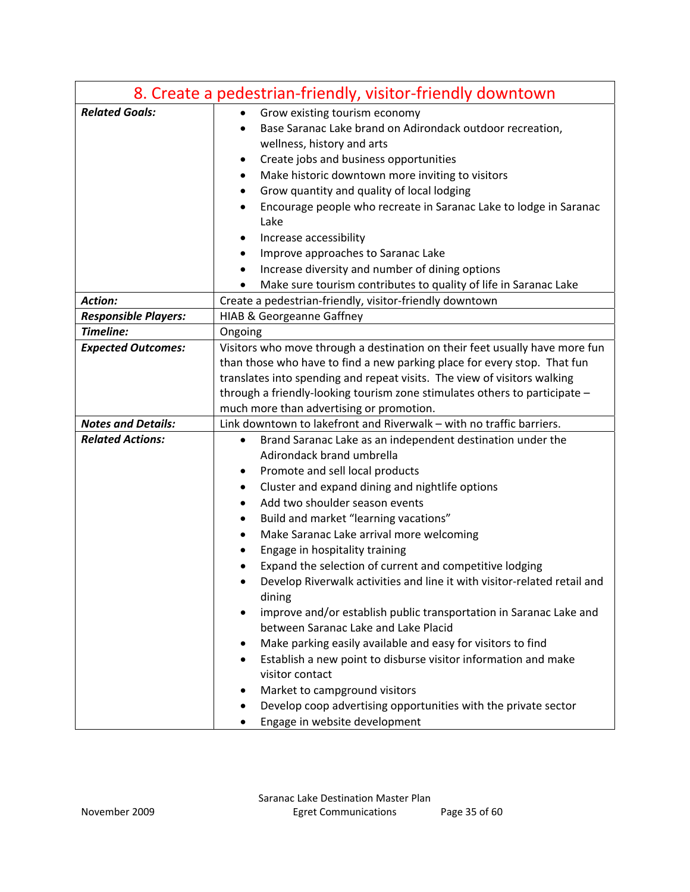## 8. Create a pedestrian-friendly, visitor-friendly downtown

| | |
|---|---|
| ***Related Goals:*** | • Grow existing tourism economy<br>• Base Saranac Lake brand on Adirondack outdoor recreation, wellness, history and arts<br>• Create jobs and business opportunities<br>• Make historic downtown more inviting to visitors<br>• Grow quantity and quality of local lodging<br>• Encourage people who recreate in Saranac Lake to lodge in Saranac Lake<br>• Increase accessibility<br>• Improve approaches to Saranac Lake<br>• Increase diversity and number of dining options<br>• Make sure tourism contributes to quality of life in Saranac Lake |
| ***Action:*** | Create a pedestrian-friendly, visitor-friendly downtown |
| ***Responsible Players:*** | HIAB & Georgeanne Gaffney |
| ***Timeline:*** | Ongoing |
| ***Expected Outcomes:*** | Visitors who move through a destination on their feet usually have more fun than those who have to find a new parking place for every stop. That fun translates into spending and repeat visits. The view of visitors walking through a friendly-looking tourism zone stimulates others to participate – much more than advertising or promotion. |
| ***Notes and Details:*** | Link downtown to lakefront and Riverwalk – with no traffic barriers. |
| ***Related Actions:*** | • Brand Saranac Lake as an independent destination under the Adirondack brand umbrella<br>• Promote and sell local products<br>• Cluster and expand dining and nightlife options<br>• Add two shoulder season events<br>• Build and market "learning vacations"<br>• Make Saranac Lake arrival more welcoming<br>• Engage in hospitality training<br>• Expand the selection of current and competitive lodging<br>• Develop Riverwalk activities and line it with visitor-related retail and dining<br>• improve and/or establish public transportation in Saranac Lake and between Saranac Lake and Lake Placid<br>• Make parking easily available and easy for visitors to find<br>• Establish a new point to disburse visitor information and make visitor contact<br>• Market to campground visitors<br>• Develop coop advertising opportunities with the private sector<br>• Engage in website development |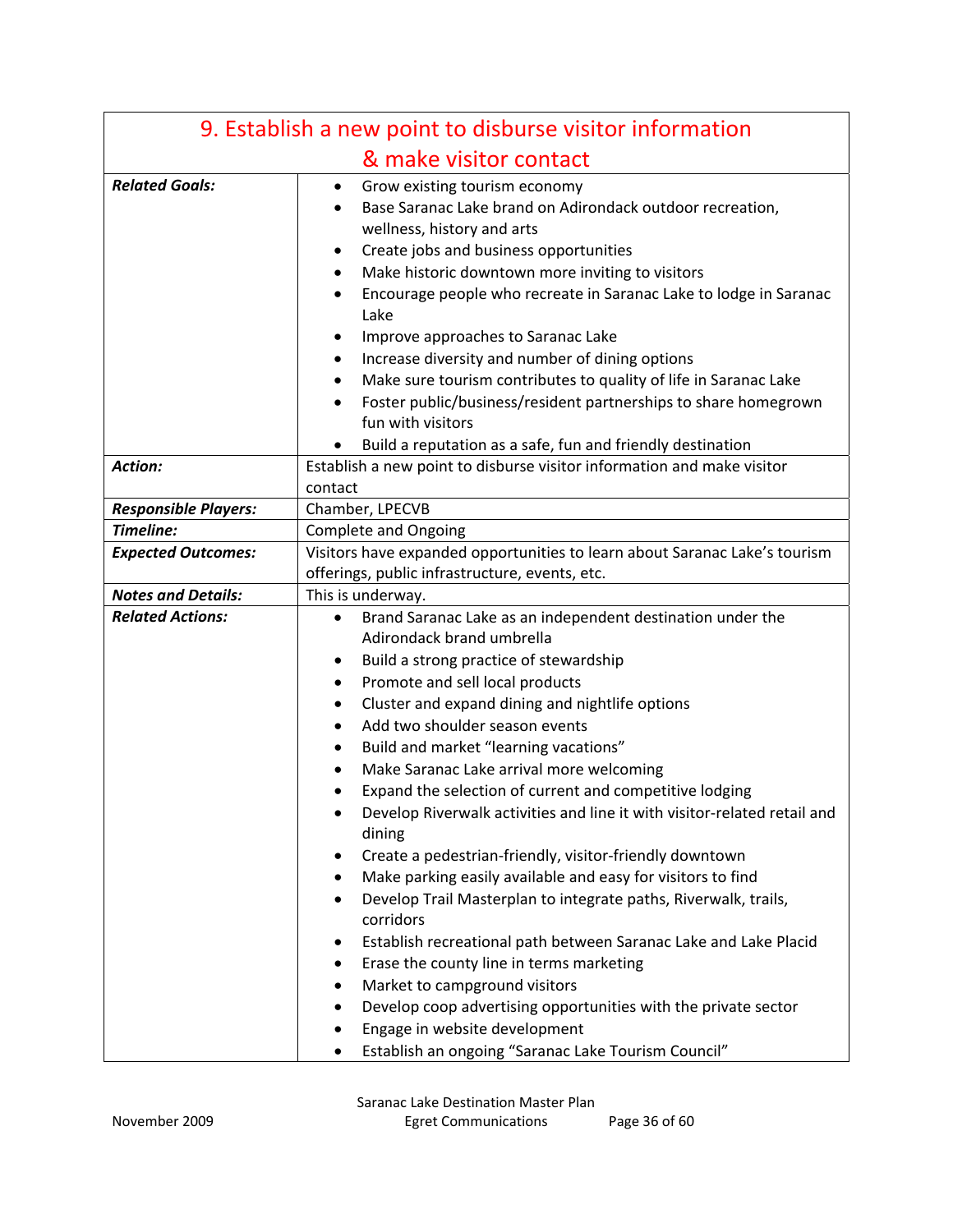## 9. Establish a new point to disburse visitor information & make visitor contact

| | |
|---|---|
| ***Related Goals:*** | • Grow existing tourism economy<br>• Base Saranac Lake brand on Adirondack outdoor recreation, wellness, history and arts<br>• Create jobs and business opportunities<br>• Make historic downtown more inviting to visitors<br>• Encourage people who recreate in Saranac Lake to lodge in Saranac Lake<br>• Improve approaches to Saranac Lake<br>• Increase diversity and number of dining options<br>• Make sure tourism contributes to quality of life in Saranac Lake<br>• Foster public/business/resident partnerships to share homegrown fun with visitors<br>• Build a reputation as a safe, fun and friendly destination |
| ***Action:*** | Establish a new point to disburse visitor information and make visitor contact |
| ***Responsible Players:*** | Chamber, LPECVB |
| ***Timeline:*** | Complete and Ongoing |
| ***Expected Outcomes:*** | Visitors have expanded opportunities to learn about Saranac Lake's tourism offerings, public infrastructure, events, etc. |
| ***Notes and Details:*** | This is underway. |
| ***Related Actions:*** | • Brand Saranac Lake as an independent destination under the Adirondack brand umbrella<br>• Build a strong practice of stewardship<br>• Promote and sell local products<br>• Cluster and expand dining and nightlife options<br>• Add two shoulder season events<br>• Build and market "learning vacations"<br>• Make Saranac Lake arrival more welcoming<br>• Expand the selection of current and competitive lodging<br>• Develop Riverwalk activities and line it with visitor-related retail and dining<br>• Create a pedestrian-friendly, visitor-friendly downtown<br>• Make parking easily available and easy for visitors to find<br>• Develop Trail Masterplan to integrate paths, Riverwalk, trails, corridors<br>• Establish recreational path between Saranac Lake and Lake Placid<br>• Erase the county line in terms marketing<br>• Market to campground visitors<br>• Develop coop advertising opportunities with the private sector<br>• Engage in website development<br>• Establish an ongoing "Saranac Lake Tourism Council" |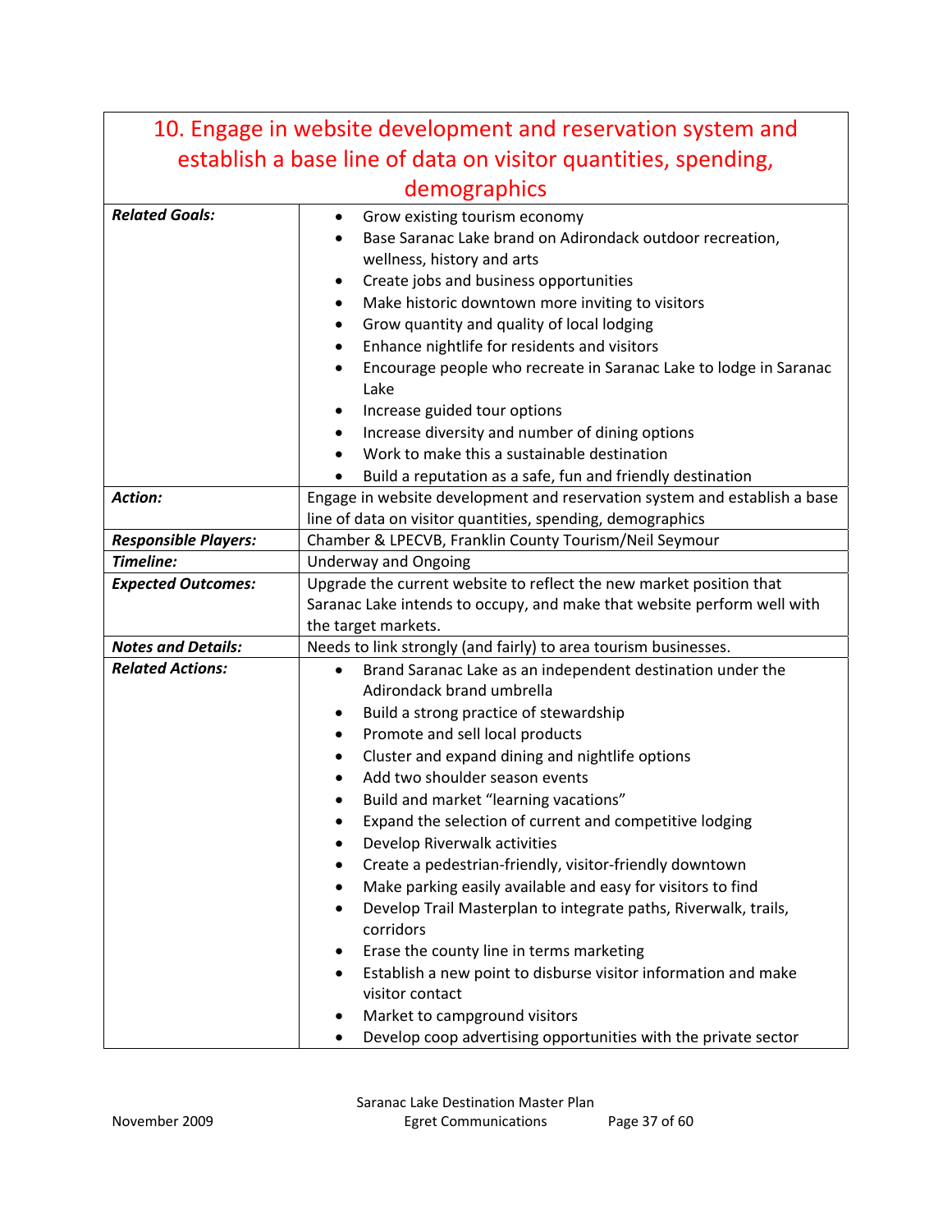## 10. Engage in website development and reservation system and establish a base line of data on visitor quantities, spending, demographics

| | |
|---|---|
| ***Related Goals:*** | • Grow existing tourism economy<br>• Base Saranac Lake brand on Adirondack outdoor recreation, wellness, history and arts<br>• Create jobs and business opportunities<br>• Make historic downtown more inviting to visitors<br>• Grow quantity and quality of local lodging<br>• Enhance nightlife for residents and visitors<br>• Encourage people who recreate in Saranac Lake to lodge in Saranac Lake<br>• Increase guided tour options<br>• Increase diversity and number of dining options<br>• Work to make this a sustainable destination<br>• Build a reputation as a safe, fun and friendly destination |
| ***Action:*** | Engage in website development and reservation system and establish a base line of data on visitor quantities, spending, demographics |
| ***Responsible Players:*** | Chamber & LPECVB, Franklin County Tourism/Neil Seymour |
| ***Timeline:*** | Underway and Ongoing |
| ***Expected Outcomes:*** | Upgrade the current website to reflect the new market position that Saranac Lake intends to occupy, and make that website perform well with the target markets. |
| ***Notes and Details:*** | Needs to link strongly (and fairly) to area tourism businesses. |
| ***Related Actions:*** | • Brand Saranac Lake as an independent destination under the Adirondack brand umbrella<br>• Build a strong practice of stewardship<br>• Promote and sell local products<br>• Cluster and expand dining and nightlife options<br>• Add two shoulder season events<br>• Build and market "learning vacations"<br>• Expand the selection of current and competitive lodging<br>• Develop Riverwalk activities<br>• Create a pedestrian-friendly, visitor-friendly downtown<br>• Make parking easily available and easy for visitors to find<br>• Develop Trail Masterplan to integrate paths, Riverwalk, trails, corridors<br>• Erase the county line in terms marketing<br>• Establish a new point to disburse visitor information and make visitor contact<br>• Market to campground visitors<br>• Develop coop advertising opportunities with the private sector |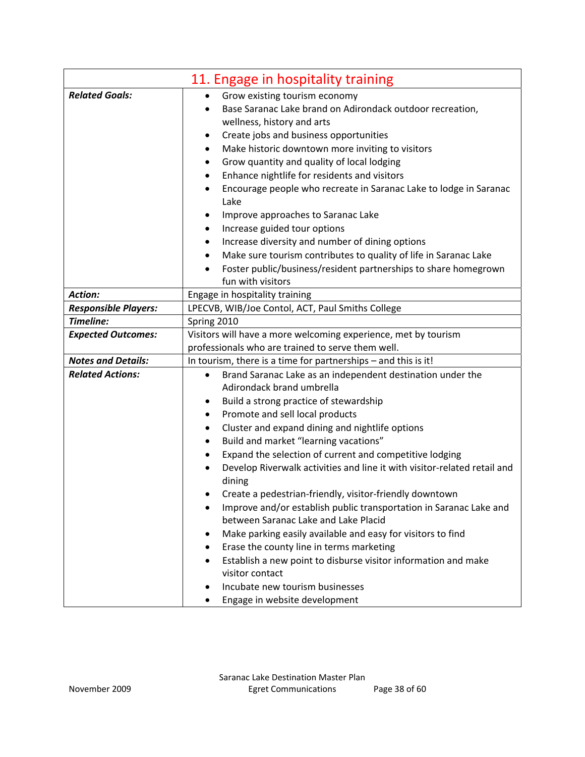| 11. Engage in hospitality training | |
|---|---|
| ***Related Goals:*** | • Grow existing tourism economy<br>• Base Saranac Lake brand on Adirondack outdoor recreation, wellness, history and arts<br>• Create jobs and business opportunities<br>• Make historic downtown more inviting to visitors<br>• Grow quantity and quality of local lodging<br>• Enhance nightlife for residents and visitors<br>• Encourage people who recreate in Saranac Lake to lodge in Saranac Lake<br>• Improve approaches to Saranac Lake<br>• Increase guided tour options<br>• Increase diversity and number of dining options<br>• Make sure tourism contributes to quality of life in Saranac Lake<br>• Foster public/business/resident partnerships to share homegrown fun with visitors |
| ***Action:*** | Engage in hospitality training |
| ***Responsible Players:*** | LPECVB, WIB/Joe Contol, ACT, Paul Smiths College |
| ***Timeline:*** | Spring 2010 |
| ***Expected Outcomes:*** | Visitors will have a more welcoming experience, met by tourism professionals who are trained to serve them well. |
| ***Notes and Details:*** | In tourism, there is a time for partnerships – and this is it! |
| ***Related Actions:*** | • Brand Saranac Lake as an independent destination under the Adirondack brand umbrella<br>• Build a strong practice of stewardship<br>• Promote and sell local products<br>• Cluster and expand dining and nightlife options<br>• Build and market "learning vacations"<br>• Expand the selection of current and competitive lodging<br>• Develop Riverwalk activities and line it with visitor-related retail and dining<br>• Create a pedestrian-friendly, visitor-friendly downtown<br>• Improve and/or establish public transportation in Saranac Lake and between Saranac Lake and Lake Placid<br>• Make parking easily available and easy for visitors to find<br>• Erase the county line in terms marketing<br>• Establish a new point to disburse visitor information and make visitor contact<br>• Incubate new tourism businesses<br>• Engage in website development |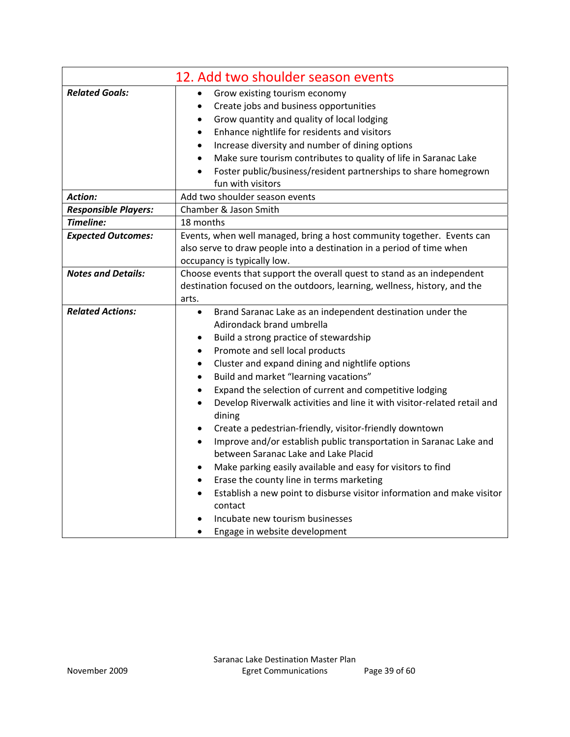## 12. Add two shoulder season events

| | |
|---|---|
| ***Related Goals:*** | • Grow existing tourism economy<br>• Create jobs and business opportunities<br>• Grow quantity and quality of local lodging<br>• Enhance nightlife for residents and visitors<br>• Increase diversity and number of dining options<br>• Make sure tourism contributes to quality of life in Saranac Lake<br>• Foster public/business/resident partnerships to share homegrown fun with visitors |
| ***Action:*** | Add two shoulder season events |
| ***Responsible Players:*** | Chamber & Jason Smith |
| ***Timeline:*** | 18 months |
| ***Expected Outcomes:*** | Events, when well managed, bring a host community together. Events can also serve to draw people into a destination in a period of time when occupancy is typically low. |
| ***Notes and Details:*** | Choose events that support the overall quest to stand as an independent destination focused on the outdoors, learning, wellness, history, and the arts. |
| ***Related Actions:*** | • Brand Saranac Lake as an independent destination under the Adirondack brand umbrella<br>• Build a strong practice of stewardship<br>• Promote and sell local products<br>• Cluster and expand dining and nightlife options<br>• Build and market "learning vacations"<br>• Expand the selection of current and competitive lodging<br>• Develop Riverwalk activities and line it with visitor-related retail and dining<br>• Create a pedestrian-friendly, visitor-friendly downtown<br>• Improve and/or establish public transportation in Saranac Lake and between Saranac Lake and Lake Placid<br>• Make parking easily available and easy for visitors to find<br>• Erase the county line in terms marketing<br>• Establish a new point to disburse visitor information and make visitor contact<br>• Incubate new tourism businesses<br>• Engage in website development |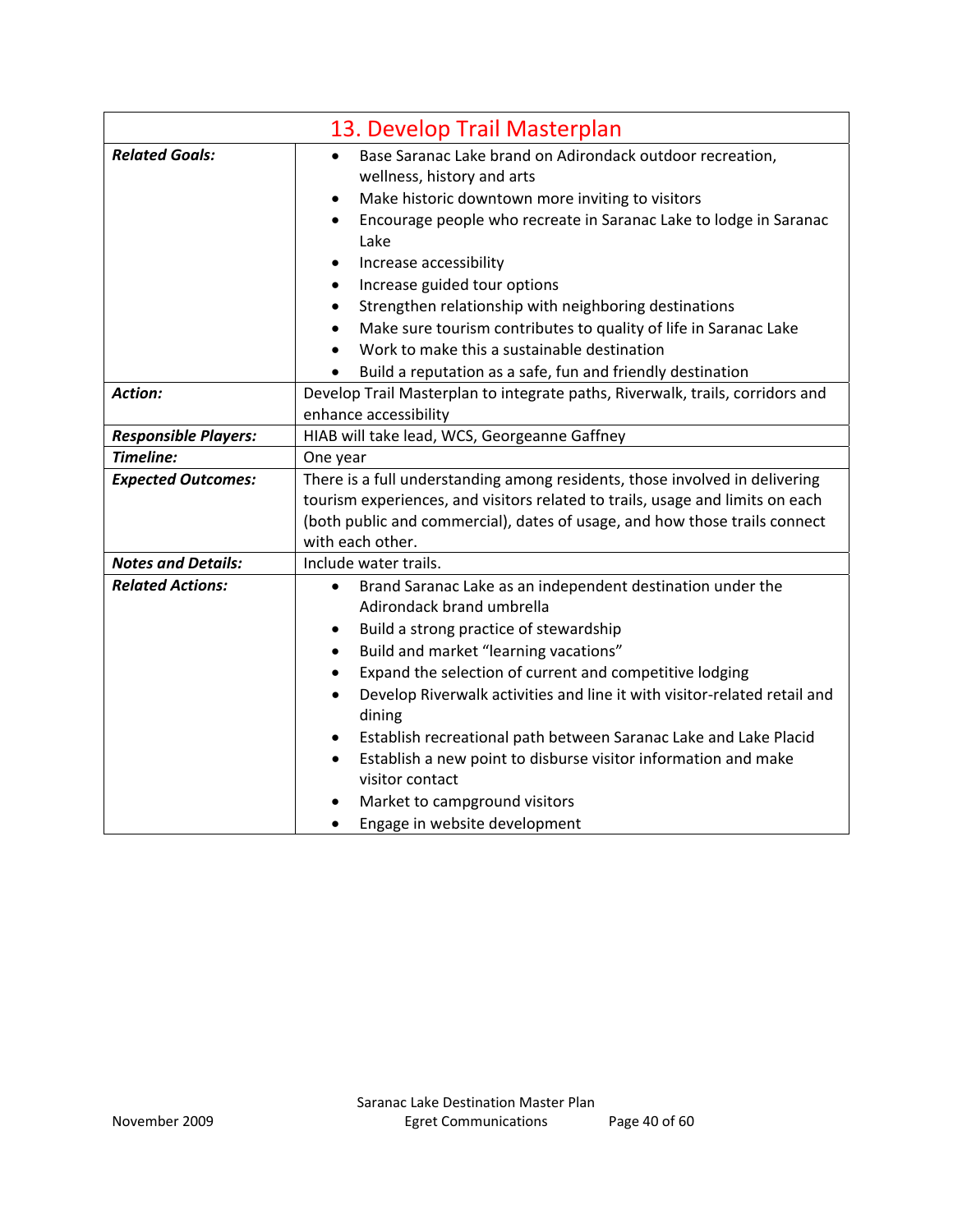| 13. Develop Trail Masterplan | |
|---|---|
| ***Related Goals:*** | • Base Saranac Lake brand on Adirondack outdoor recreation, wellness, history and arts<br>• Make historic downtown more inviting to visitors<br>• Encourage people who recreate in Saranac Lake to lodge in Saranac Lake<br>• Increase accessibility<br>• Increase guided tour options<br>• Strengthen relationship with neighboring destinations<br>• Make sure tourism contributes to quality of life in Saranac Lake<br>• Work to make this a sustainable destination<br>• Build a reputation as a safe, fun and friendly destination |
| ***Action:*** | Develop Trail Masterplan to integrate paths, Riverwalk, trails, corridors and enhance accessibility |
| ***Responsible Players:*** | HIAB will take lead, WCS, Georgeanne Gaffney |
| ***Timeline:*** | One year |
| ***Expected Outcomes:*** | There is a full understanding among residents, those involved in delivering tourism experiences, and visitors related to trails, usage and limits on each (both public and commercial), dates of usage, and how those trails connect with each other. |
| ***Notes and Details:*** | Include water trails. |
| ***Related Actions:*** | • Brand Saranac Lake as an independent destination under the Adirondack brand umbrella<br>• Build a strong practice of stewardship<br>• Build and market "learning vacations"<br>• Expand the selection of current and competitive lodging<br>• Develop Riverwalk activities and line it with visitor-related retail and dining<br>• Establish recreational path between Saranac Lake and Lake Placid<br>• Establish a new point to disburse visitor information and make visitor contact<br>• Market to campground visitors<br>• Engage in website development |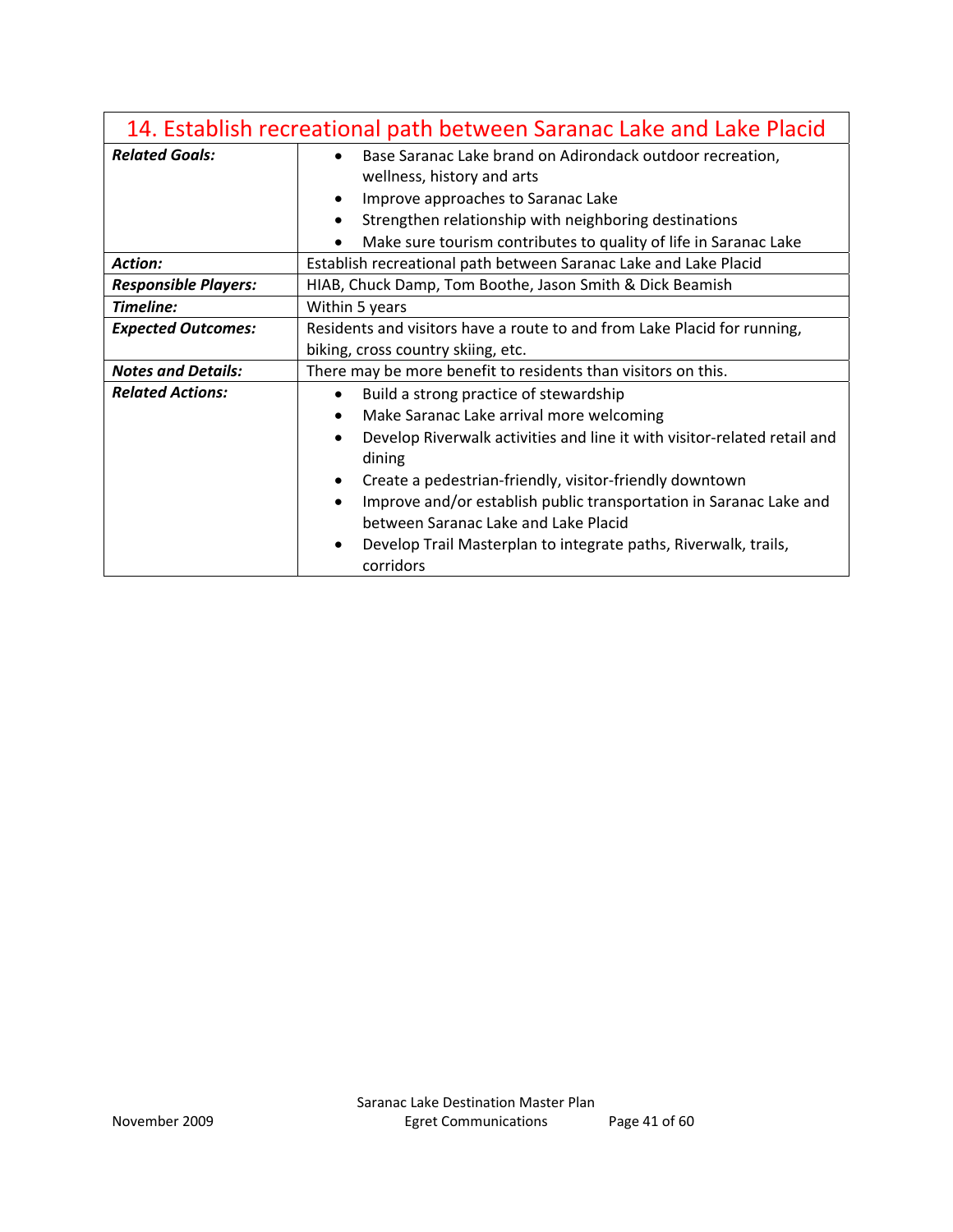## 14. Establish recreational path between Saranac Lake and Lake Placid

| | |
|---|---|
| ***Related Goals:*** | • Base Saranac Lake brand on Adirondack outdoor recreation, wellness, history and arts<br>• Improve approaches to Saranac Lake<br>• Strengthen relationship with neighboring destinations<br>• Make sure tourism contributes to quality of life in Saranac Lake |
| ***Action:*** | Establish recreational path between Saranac Lake and Lake Placid |
| ***Responsible Players:*** | HIAB, Chuck Damp, Tom Boothe, Jason Smith & Dick Beamish |
| ***Timeline:*** | Within 5 years |
| ***Expected Outcomes:*** | Residents and visitors have a route to and from Lake Placid for running, biking, cross country skiing, etc. |
| ***Notes and Details:*** | There may be more benefit to residents than visitors on this. |
| ***Related Actions:*** | • Build a strong practice of stewardship<br>• Make Saranac Lake arrival more welcoming<br>• Develop Riverwalk activities and line it with visitor-related retail and dining<br>• Create a pedestrian-friendly, visitor-friendly downtown<br>• Improve and/or establish public transportation in Saranac Lake and between Saranac Lake and Lake Placid<br>• Develop Trail Masterplan to integrate paths, Riverwalk, trails, corridors |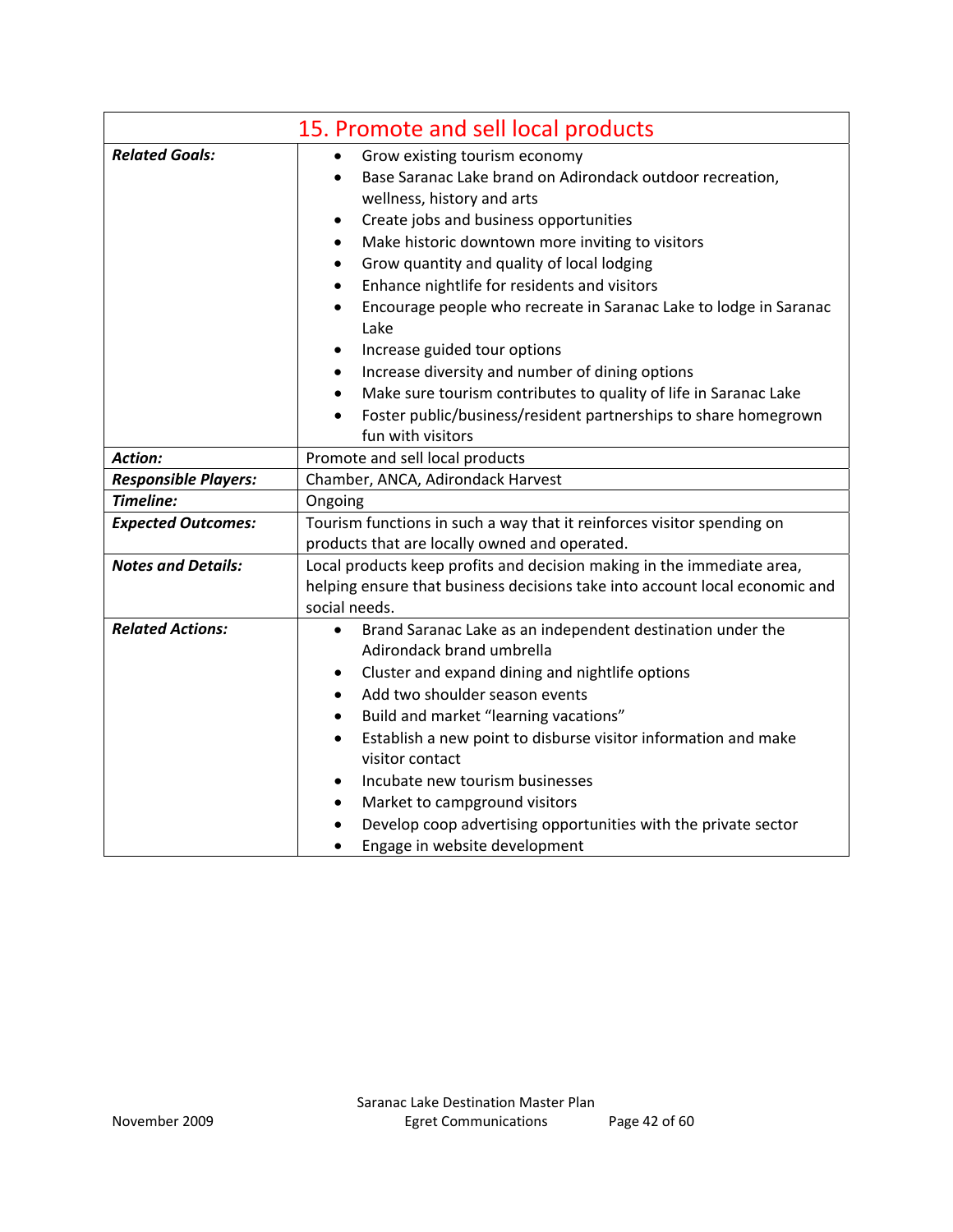## 15. Promote and sell local products

| | |
|---|---|
| ***Related Goals:*** | • Grow existing tourism economy<br>• Base Saranac Lake brand on Adirondack outdoor recreation, wellness, history and arts<br>• Create jobs and business opportunities<br>• Make historic downtown more inviting to visitors<br>• Grow quantity and quality of local lodging<br>• Enhance nightlife for residents and visitors<br>• Encourage people who recreate in Saranac Lake to lodge in Saranac Lake<br>• Increase guided tour options<br>• Increase diversity and number of dining options<br>• Make sure tourism contributes to quality of life in Saranac Lake<br>• Foster public/business/resident partnerships to share homegrown fun with visitors |
| ***Action:*** | Promote and sell local products |
| ***Responsible Players:*** | Chamber, ANCA, Adirondack Harvest |
| ***Timeline:*** | Ongoing |
| ***Expected Outcomes:*** | Tourism functions in such a way that it reinforces visitor spending on products that are locally owned and operated. |
| ***Notes and Details:*** | Local products keep profits and decision making in the immediate area, helping ensure that business decisions take into account local economic and social needs. |
| ***Related Actions:*** | • Brand Saranac Lake as an independent destination under the Adirondack brand umbrella<br>• Cluster and expand dining and nightlife options<br>• Add two shoulder season events<br>• Build and market "learning vacations"<br>• Establish a new point to disburse visitor information and make visitor contact<br>• Incubate new tourism businesses<br>• Market to campground visitors<br>• Develop coop advertising opportunities with the private sector<br>• Engage in website development |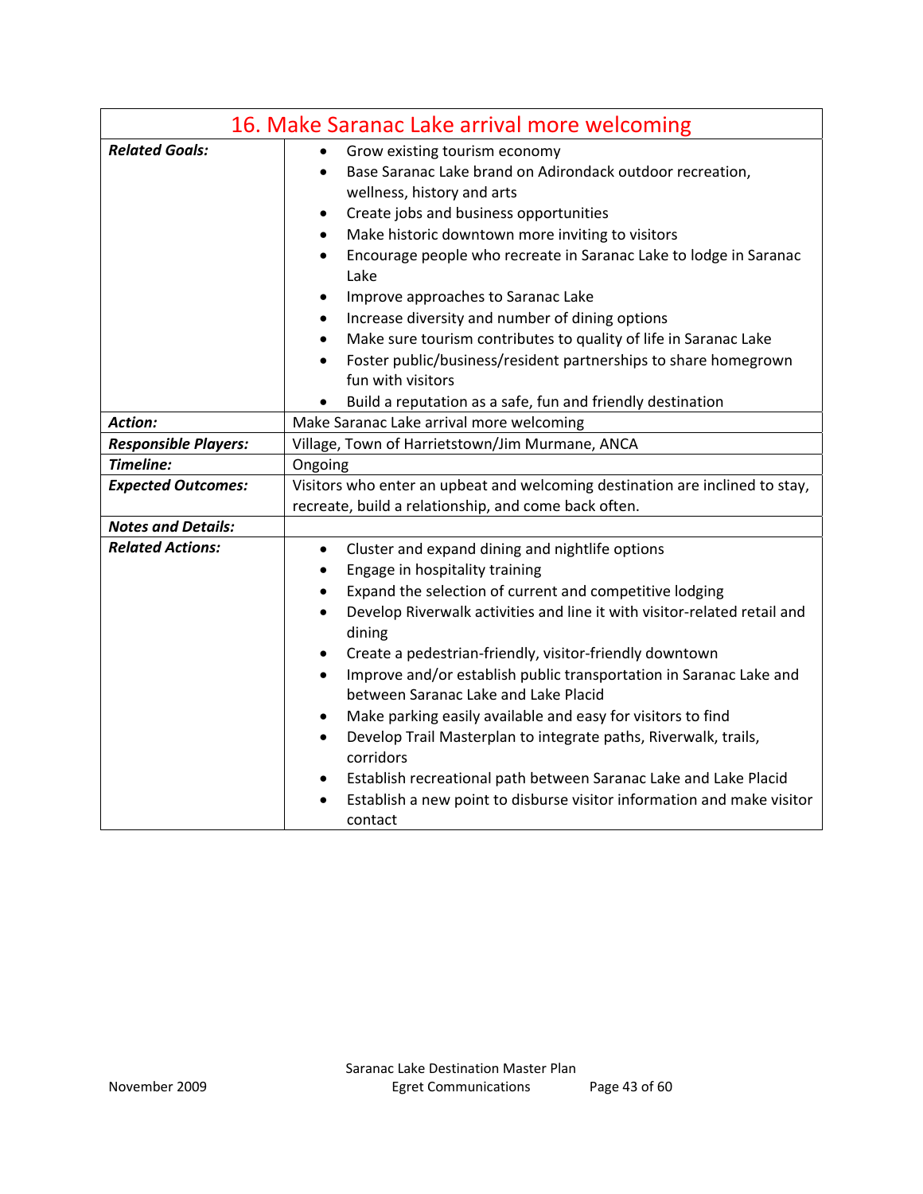| 16. Make Saranac Lake arrival more welcoming | |
|---|---|
| ***Related Goals:*** | • Grow existing tourism economy<br>• Base Saranac Lake brand on Adirondack outdoor recreation, wellness, history and arts<br>• Create jobs and business opportunities<br>• Make historic downtown more inviting to visitors<br>• Encourage people who recreate in Saranac Lake to lodge in Saranac Lake<br>• Improve approaches to Saranac Lake<br>• Increase diversity and number of dining options<br>• Make sure tourism contributes to quality of life in Saranac Lake<br>• Foster public/business/resident partnerships to share homegrown fun with visitors<br>• Build a reputation as a safe, fun and friendly destination |
| ***Action:*** | Make Saranac Lake arrival more welcoming |
| ***Responsible Players:*** | Village, Town of Harrietstown/Jim Murmane, ANCA |
| ***Timeline:*** | Ongoing |
| ***Expected Outcomes:*** | Visitors who enter an upbeat and welcoming destination are inclined to stay, recreate, build a relationship, and come back often. |
| ***Notes and Details:*** | |
| ***Related Actions:*** | • Cluster and expand dining and nightlife options<br>• Engage in hospitality training<br>• Expand the selection of current and competitive lodging<br>• Develop Riverwalk activities and line it with visitor-related retail and dining<br>• Create a pedestrian-friendly, visitor-friendly downtown<br>• Improve and/or establish public transportation in Saranac Lake and between Saranac Lake and Lake Placid<br>• Make parking easily available and easy for visitors to find<br>• Develop Trail Masterplan to integrate paths, Riverwalk, trails, corridors<br>• Establish recreational path between Saranac Lake and Lake Placid<br>• Establish a new point to disburse visitor information and make visitor contact |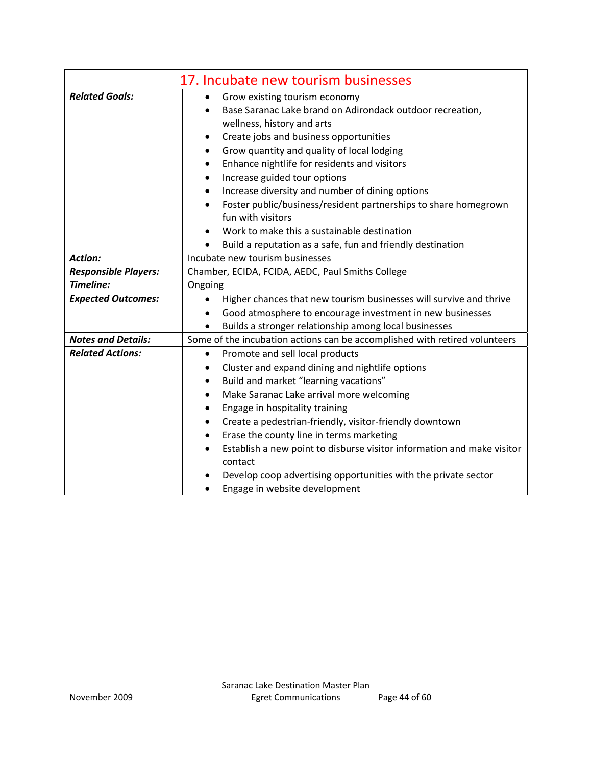| 17. Incubate new tourism businesses | |
|---|---|
| ***Related Goals:*** | • Grow existing tourism economy<br>• Base Saranac Lake brand on Adirondack outdoor recreation, wellness, history and arts<br>• Create jobs and business opportunities<br>• Grow quantity and quality of local lodging<br>• Enhance nightlife for residents and visitors<br>• Increase guided tour options<br>• Increase diversity and number of dining options<br>• Foster public/business/resident partnerships to share homegrown fun with visitors<br>• Work to make this a sustainable destination<br>• Build a reputation as a safe, fun and friendly destination |
| ***Action:*** | Incubate new tourism businesses |
| ***Responsible Players:*** | Chamber, ECIDA, FCIDA, AEDC, Paul Smiths College |
| ***Timeline:*** | Ongoing |
| ***Expected Outcomes:*** | • Higher chances that new tourism businesses will survive and thrive<br>• Good atmosphere to encourage investment in new businesses<br>• Builds a stronger relationship among local businesses |
| ***Notes and Details:*** | Some of the incubation actions can be accomplished with retired volunteers |
| ***Related Actions:*** | • Promote and sell local products<br>• Cluster and expand dining and nightlife options<br>• Build and market "learning vacations"<br>• Make Saranac Lake arrival more welcoming<br>• Engage in hospitality training<br>• Create a pedestrian-friendly, visitor-friendly downtown<br>• Erase the county line in terms marketing<br>• Establish a new point to disburse visitor information and make visitor contact<br>• Develop coop advertising opportunities with the private sector<br>• Engage in website development |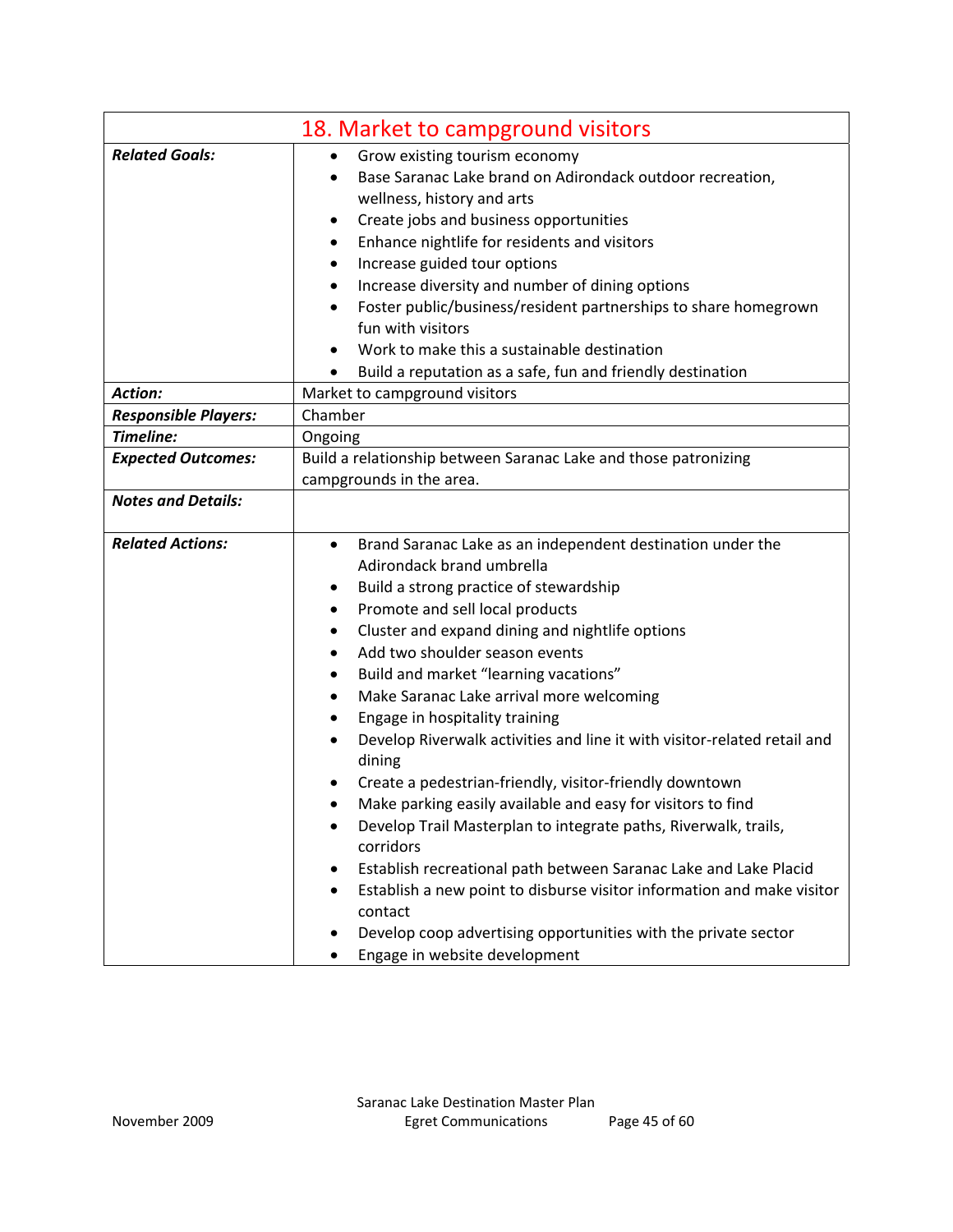| 18. Market to campground visitors | |
|---|---|
| ***Related Goals:*** | • Grow existing tourism economy<br>• Base Saranac Lake brand on Adirondack outdoor recreation, wellness, history and arts<br>• Create jobs and business opportunities<br>• Enhance nightlife for residents and visitors<br>• Increase guided tour options<br>• Increase diversity and number of dining options<br>• Foster public/business/resident partnerships to share homegrown fun with visitors<br>• Work to make this a sustainable destination<br>• Build a reputation as a safe, fun and friendly destination |
| ***Action:*** | Market to campground visitors |
| ***Responsible Players:*** | Chamber |
| ***Timeline:*** | Ongoing |
| ***Expected Outcomes:*** | Build a relationship between Saranac Lake and those patronizing campgrounds in the area. |
| ***Notes and Details:*** | |
| ***Related Actions:*** | • Brand Saranac Lake as an independent destination under the Adirondack brand umbrella<br>• Build a strong practice of stewardship<br>• Promote and sell local products<br>• Cluster and expand dining and nightlife options<br>• Add two shoulder season events<br>• Build and market "learning vacations"<br>• Make Saranac Lake arrival more welcoming<br>• Engage in hospitality training<br>• Develop Riverwalk activities and line it with visitor-related retail and dining<br>• Create a pedestrian-friendly, visitor-friendly downtown<br>• Make parking easily available and easy for visitors to find<br>• Develop Trail Masterplan to integrate paths, Riverwalk, trails, corridors<br>• Establish recreational path between Saranac Lake and Lake Placid<br>• Establish a new point to disburse visitor information and make visitor contact<br>• Develop coop advertising opportunities with the private sector<br>• Engage in website development |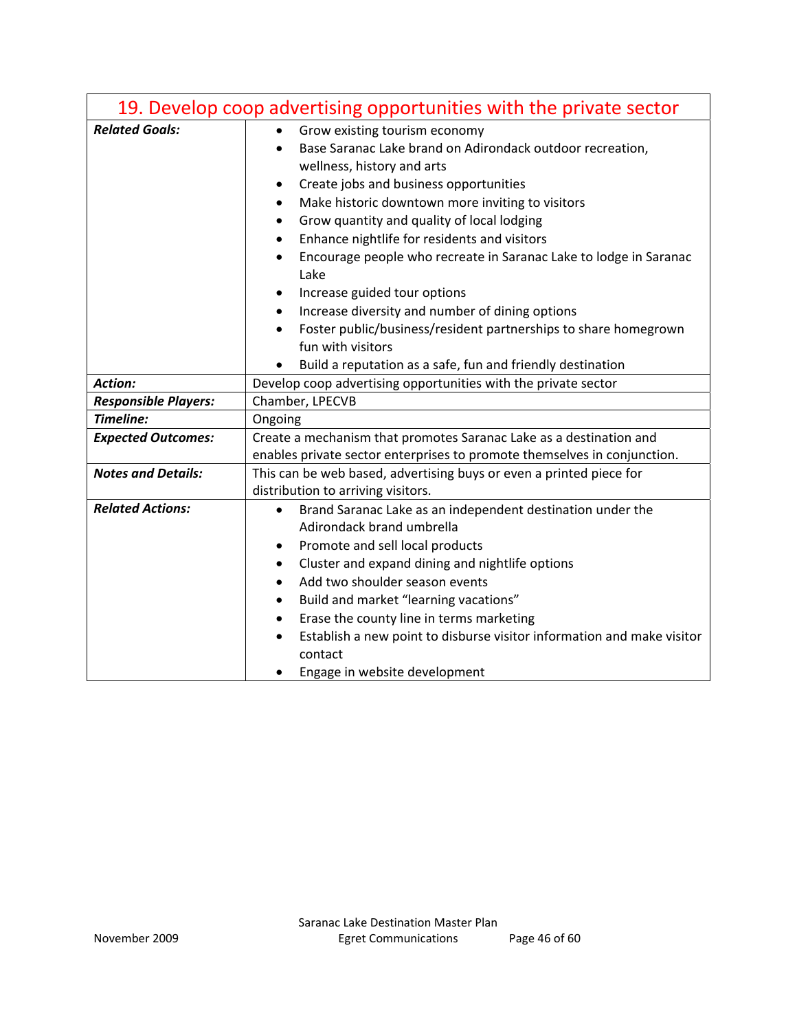## 19. Develop coop advertising opportunities with the private sector

| | |
|---|---|
| ***Related Goals:*** | • Grow existing tourism economy<br>• Base Saranac Lake brand on Adirondack outdoor recreation, wellness, history and arts<br>• Create jobs and business opportunities<br>• Make historic downtown more inviting to visitors<br>• Grow quantity and quality of local lodging<br>• Enhance nightlife for residents and visitors<br>• Encourage people who recreate in Saranac Lake to lodge in Saranac Lake<br>• Increase guided tour options<br>• Increase diversity and number of dining options<br>• Foster public/business/resident partnerships to share homegrown fun with visitors<br>• Build a reputation as a safe, fun and friendly destination |
| ***Action:*** | Develop coop advertising opportunities with the private sector |
| ***Responsible Players:*** | Chamber, LPECVB |
| ***Timeline:*** | Ongoing |
| ***Expected Outcomes:*** | Create a mechanism that promotes Saranac Lake as a destination and enables private sector enterprises to promote themselves in conjunction. |
| ***Notes and Details:*** | This can be web based, advertising buys or even a printed piece for distribution to arriving visitors. |
| ***Related Actions:*** | • Brand Saranac Lake as an independent destination under the Adirondack brand umbrella<br>• Promote and sell local products<br>• Cluster and expand dining and nightlife options<br>• Add two shoulder season events<br>• Build and market "learning vacations"<br>• Erase the county line in terms marketing<br>• Establish a new point to disburse visitor information and make visitor contact<br>• Engage in website development |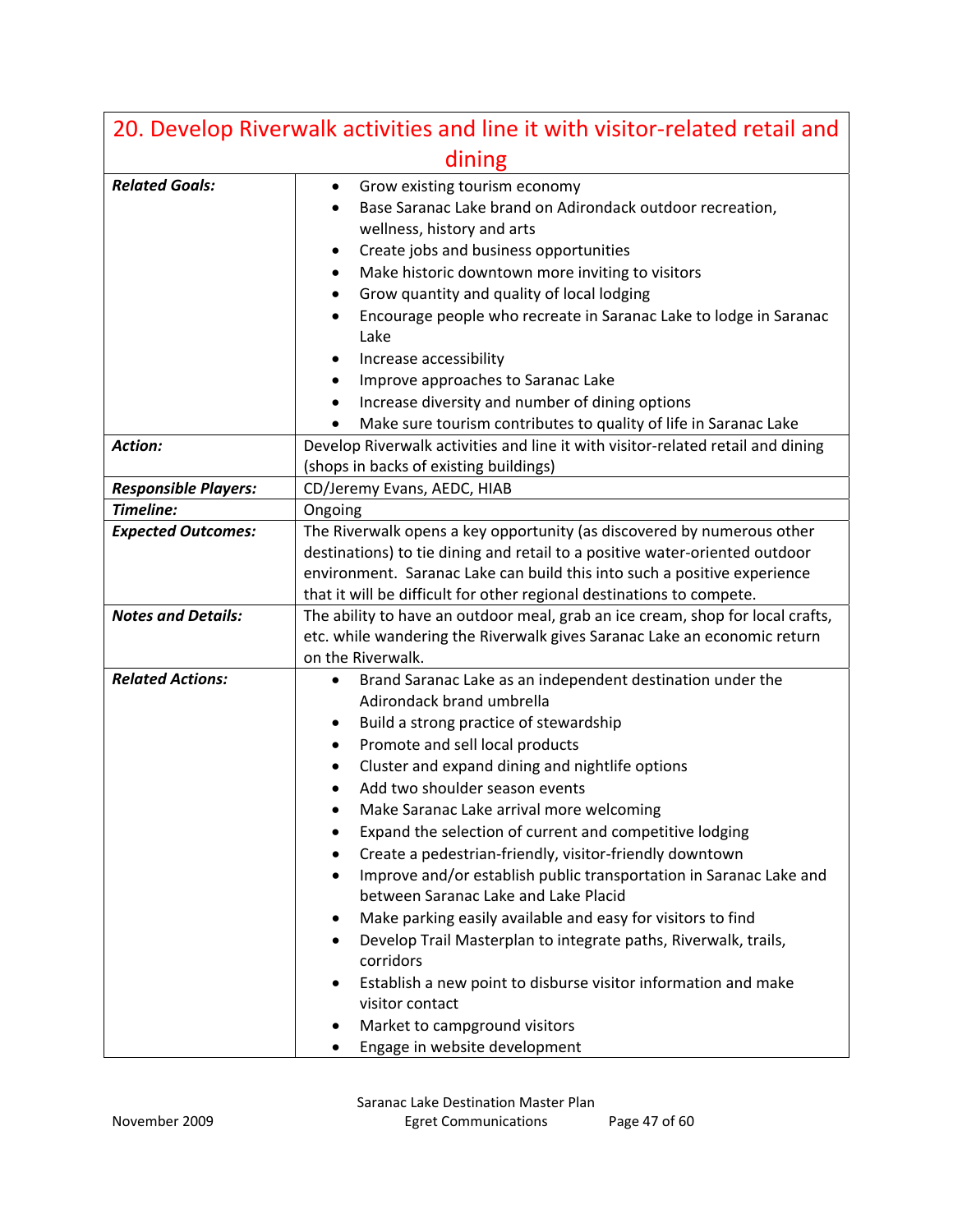| 20. Develop Riverwalk activities and line it with visitor-related retail and dining | |
|---|---|
| ***Related Goals:*** | • Grow existing tourism economy<br>• Base Saranac Lake brand on Adirondack outdoor recreation, wellness, history and arts<br>• Create jobs and business opportunities<br>• Make historic downtown more inviting to visitors<br>• Grow quantity and quality of local lodging<br>• Encourage people who recreate in Saranac Lake to lodge in Saranac Lake<br>• Increase accessibility<br>• Improve approaches to Saranac Lake<br>• Increase diversity and number of dining options<br>• Make sure tourism contributes to quality of life in Saranac Lake |
| ***Action:*** | Develop Riverwalk activities and line it with visitor-related retail and dining (shops in backs of existing buildings) |
| ***Responsible Players:*** | CD/Jeremy Evans, AEDC, HIAB |
| ***Timeline:*** | Ongoing |
| ***Expected Outcomes:*** | The Riverwalk opens a key opportunity (as discovered by numerous other destinations) to tie dining and retail to a positive water-oriented outdoor environment. Saranac Lake can build this into such a positive experience that it will be difficult for other regional destinations to compete. |
| ***Notes and Details:*** | The ability to have an outdoor meal, grab an ice cream, shop for local crafts, etc. while wandering the Riverwalk gives Saranac Lake an economic return on the Riverwalk. |
| ***Related Actions:*** | • Brand Saranac Lake as an independent destination under the Adirondack brand umbrella<br>• Build a strong practice of stewardship<br>• Promote and sell local products<br>• Cluster and expand dining and nightlife options<br>• Add two shoulder season events<br>• Make Saranac Lake arrival more welcoming<br>• Expand the selection of current and competitive lodging<br>• Create a pedestrian-friendly, visitor-friendly downtown<br>• Improve and/or establish public transportation in Saranac Lake and between Saranac Lake and Lake Placid<br>• Make parking easily available and easy for visitors to find<br>• Develop Trail Masterplan to integrate paths, Riverwalk, trails, corridors<br>• Establish a new point to disburse visitor information and make visitor contact<br>• Market to campground visitors<br>• Engage in website development |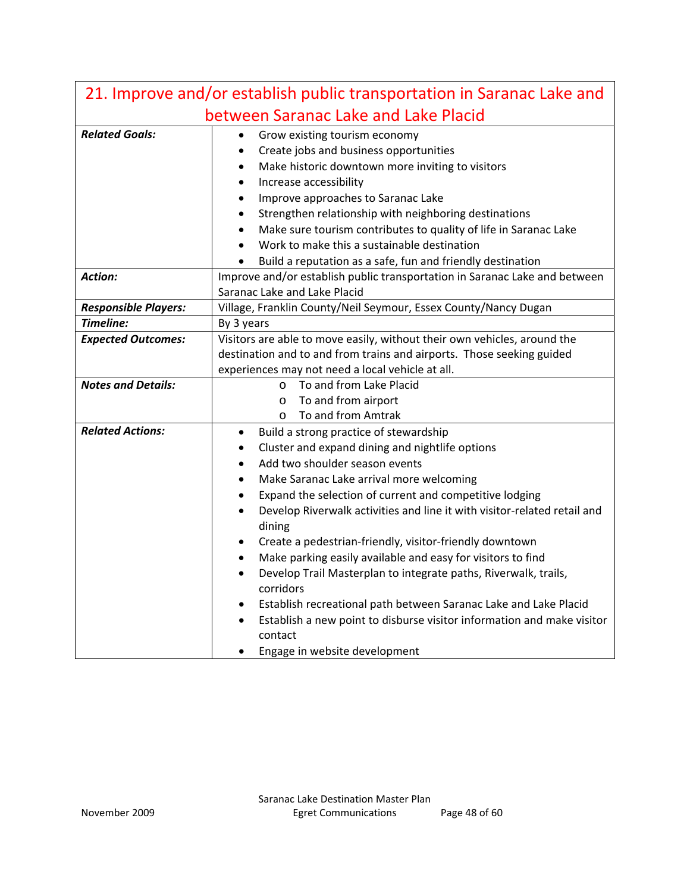## 21. Improve and/or establish public transportation in Saranac Lake and between Saranac Lake and Lake Placid

| | |
|---|---|
| ***Related Goals:*** | • Grow existing tourism economy<br>• Create jobs and business opportunities<br>• Make historic downtown more inviting to visitors<br>• Increase accessibility<br>• Improve approaches to Saranac Lake<br>• Strengthen relationship with neighboring destinations<br>• Make sure tourism contributes to quality of life in Saranac Lake<br>• Work to make this a sustainable destination<br>• Build a reputation as a safe, fun and friendly destination |
| ***Action:*** | Improve and/or establish public transportation in Saranac Lake and between Saranac Lake and Lake Placid |
| ***Responsible Players:*** | Village, Franklin County/Neil Seymour, Essex County/Nancy Dugan |
| ***Timeline:*** | By 3 years |
| ***Expected Outcomes:*** | Visitors are able to move easily, without their own vehicles, around the destination and to and from trains and airports. Those seeking guided experiences may not need a local vehicle at all. |
| ***Notes and Details:*** | o To and from Lake Placid<br>o To and from airport<br>o To and from Amtrak |
| ***Related Actions:*** | • Build a strong practice of stewardship<br>• Cluster and expand dining and nightlife options<br>• Add two shoulder season events<br>• Make Saranac Lake arrival more welcoming<br>• Expand the selection of current and competitive lodging<br>• Develop Riverwalk activities and line it with visitor-related retail and dining<br>• Create a pedestrian-friendly, visitor-friendly downtown<br>• Make parking easily available and easy for visitors to find<br>• Develop Trail Masterplan to integrate paths, Riverwalk, trails, corridors<br>• Establish recreational path between Saranac Lake and Lake Placid<br>• Establish a new point to disburse visitor information and make visitor contact<br>• Engage in website development |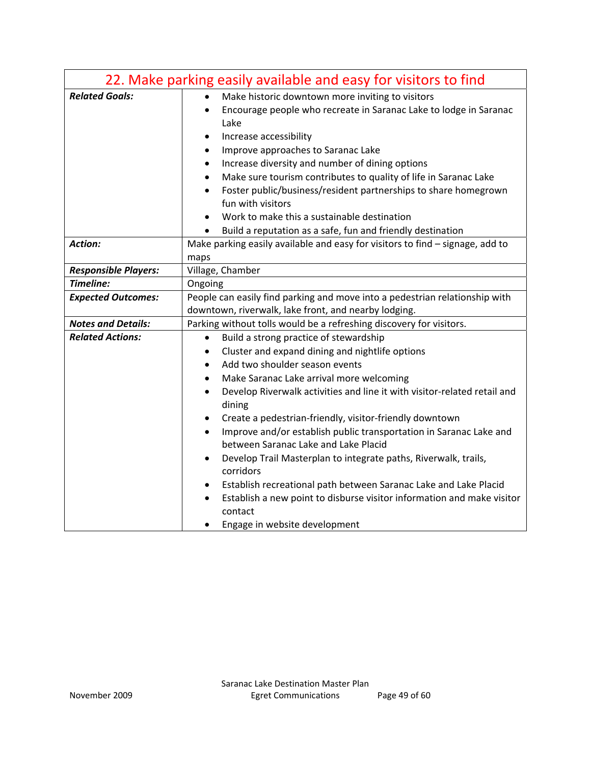## 22. Make parking easily available and easy for visitors to find

| | |
|---|---|
| ***Related Goals:*** | • Make historic downtown more inviting to visitors<br>• Encourage people who recreate in Saranac Lake to lodge in Saranac Lake<br>• Increase accessibility<br>• Improve approaches to Saranac Lake<br>• Increase diversity and number of dining options<br>• Make sure tourism contributes to quality of life in Saranac Lake<br>• Foster public/business/resident partnerships to share homegrown fun with visitors<br>• Work to make this a sustainable destination<br>• Build a reputation as a safe, fun and friendly destination |
| ***Action:*** | Make parking easily available and easy for visitors to find – signage, add to maps |
| ***Responsible Players:*** | Village, Chamber |
| ***Timeline:*** | Ongoing |
| ***Expected Outcomes:*** | People can easily find parking and move into a pedestrian relationship with downtown, riverwalk, lake front, and nearby lodging. |
| ***Notes and Details:*** | Parking without tolls would be a refreshing discovery for visitors. |
| ***Related Actions:*** | • Build a strong practice of stewardship<br>• Cluster and expand dining and nightlife options<br>• Add two shoulder season events<br>• Make Saranac Lake arrival more welcoming<br>• Develop Riverwalk activities and line it with visitor-related retail and dining<br>• Create a pedestrian-friendly, visitor-friendly downtown<br>• Improve and/or establish public transportation in Saranac Lake and between Saranac Lake and Lake Placid<br>• Develop Trail Masterplan to integrate paths, Riverwalk, trails, corridors<br>• Establish recreational path between Saranac Lake and Lake Placid<br>• Establish a new point to disburse visitor information and make visitor contact<br>• Engage in website development |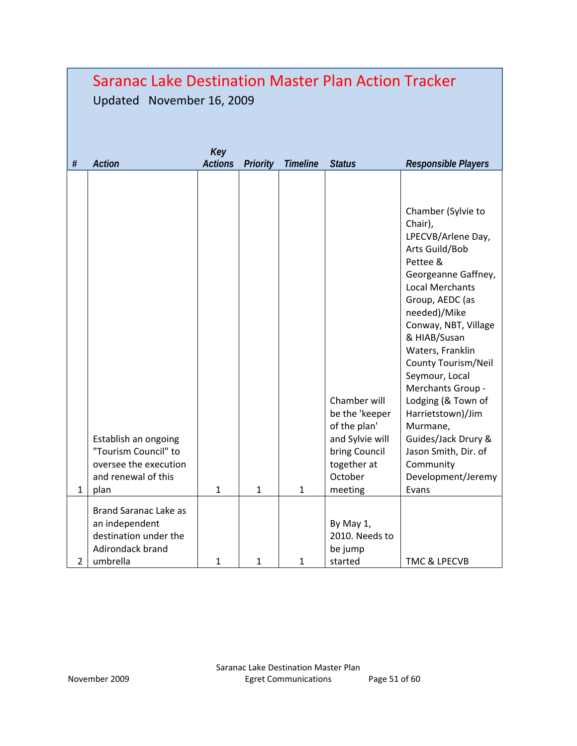# Saranac Lake Destination Master Plan Action Tracker

Updated November 16, 2009

| # | Action | Key Actions | Priority | Timeline | Status | Responsible Players |
|---|---|---|---|---|---|---|
| 1 | Establish an ongoing "Tourism Council" to oversee the execution and renewal of this plan | 1 | 1 | 1 | Chamber will be the 'keeper of the plan' and Sylvie will bring Council together at October meeting | Chamber (Sylvie to Chair), LPECVB/Arlene Day, Arts Guild/Bob Pettee & Georgeanne Gaffney, Local Merchants Group, AEDC (as needed)/Mike Conway, NBT, Village & HIAB/Susan Waters, Franklin County Tourism/Neil Seymour, Local Merchants Group - Lodging (& Town of Harrietstown)/Jim Murmane, Guides/Jack Drury & Jason Smith, Dir. of Community Development/Jeremy Evans |
| 2 | Brand Saranac Lake as an independent destination under the Adirondack brand umbrella | 1 | 1 | 1 | By May 1, 2010. Needs to be jump started | TMC & LPECVB |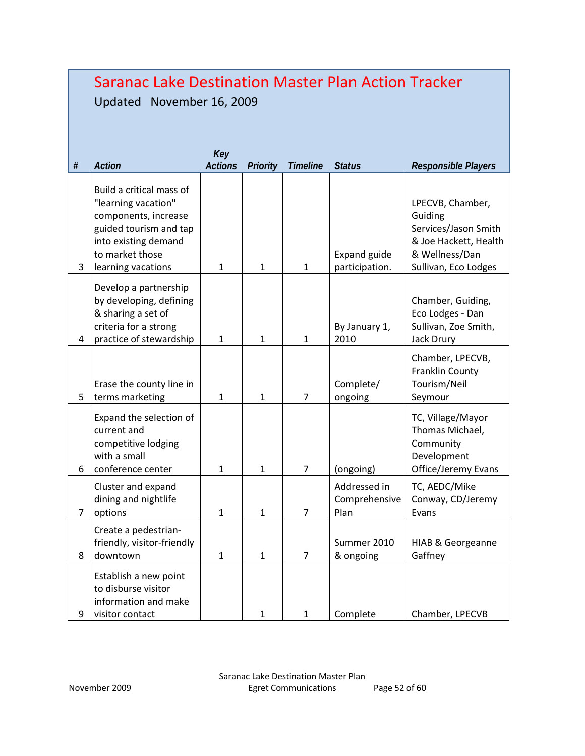# Saranac Lake Destination Master Plan Action Tracker

Updated November 16, 2009

| # | *Action* | *Key Actions* | *Priority* | *Timeline* | *Status* | *Responsible Players* |
|---|---|---|---|---|---|---|
| 3 | Build a critical mass of "learning vacation" components, increase guided tourism and tap into existing demand to market those learning vacations | 1 | 1 | 1 | Expand guide participation. | LPECVB, Chamber, Guiding Services/Jason Smith & Joe Hackett, Health & Wellness/Dan Sullivan, Eco Lodges |
| 4 | Develop a partnership by developing, defining & sharing a set of criteria for a strong practice of stewardship | 1 | 1 | 1 | By January 1, 2010 | Chamber, Guiding, Eco Lodges - Dan Sullivan, Zoe Smith, Jack Drury |
| 5 | Erase the county line in terms marketing | 1 | 1 | 7 | Complete/ ongoing | Chamber, LPECVB, Franklin County Tourism/Neil Seymour |
| 6 | Expand the selection of current and competitive lodging with a small conference center | 1 | 1 | 7 | (ongoing) | TC, Village/Mayor Thomas Michael, Community Development Office/Jeremy Evans |
| 7 | Cluster and expand dining and nightlife options | 1 | 1 | 7 | Addressed in Comprehensive Plan | TC, AEDC/Mike Conway, CD/Jeremy Evans |
| 8 | Create a pedestrian-friendly, visitor-friendly downtown | 1 | 1 | 7 | Summer 2010 & ongoing | HIAB & Georgeanne Gaffney |
| 9 | Establish a new point to disburse visitor information and make visitor contact | | 1 | 1 | Complete | Chamber, LPECVB |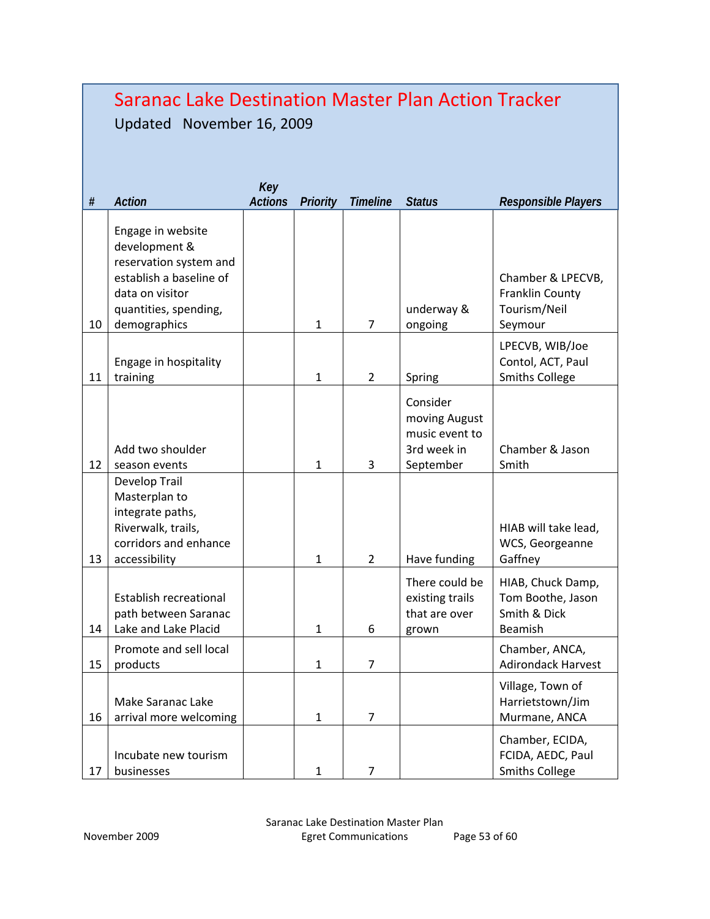# Saranac Lake Destination Master Plan Action Tracker

Updated November 16, 2009

| # | Action | Key Actions | Priority | Timeline | Status | Responsible Players |
|---|---|---|---|---|---|---|
| 10 | Engage in website development & reservation system and establish a baseline of data on visitor quantities, spending, demographics | | 1 | 7 | underway & ongoing | Chamber & LPECVB, Franklin County Tourism/Neil Seymour |
| 11 | Engage in hospitality training | | 1 | 2 | Spring | LPECVB, WIB/Joe Contol, ACT, Paul Smiths College |
| 12 | Add two shoulder season events | | 1 | 3 | Consider moving August music event to 3rd week in September | Chamber & Jason Smith |
| 13 | Develop Trail Masterplan to integrate paths, Riverwalk, trails, corridors and enhance accessibility | | 1 | 2 | Have funding | HIAB will take lead, WCS, Georgeanne Gaffney |
| 14 | Establish recreational path between Saranac Lake and Lake Placid | | 1 | 6 | There could be existing trails that are over grown | HIAB, Chuck Damp, Tom Boothe, Jason Smith & Dick Beamish |
| 15 | Promote and sell local products | | 1 | 7 | | Chamber, ANCA, Adirondack Harvest |
| 16 | Make Saranac Lake arrival more welcoming | | 1 | 7 | | Village, Town of Harrietstown/Jim Murmane, ANCA |
| 17 | Incubate new tourism businesses | | 1 | 7 | | Chamber, ECIDA, FCIDA, AEDC, Paul Smiths College |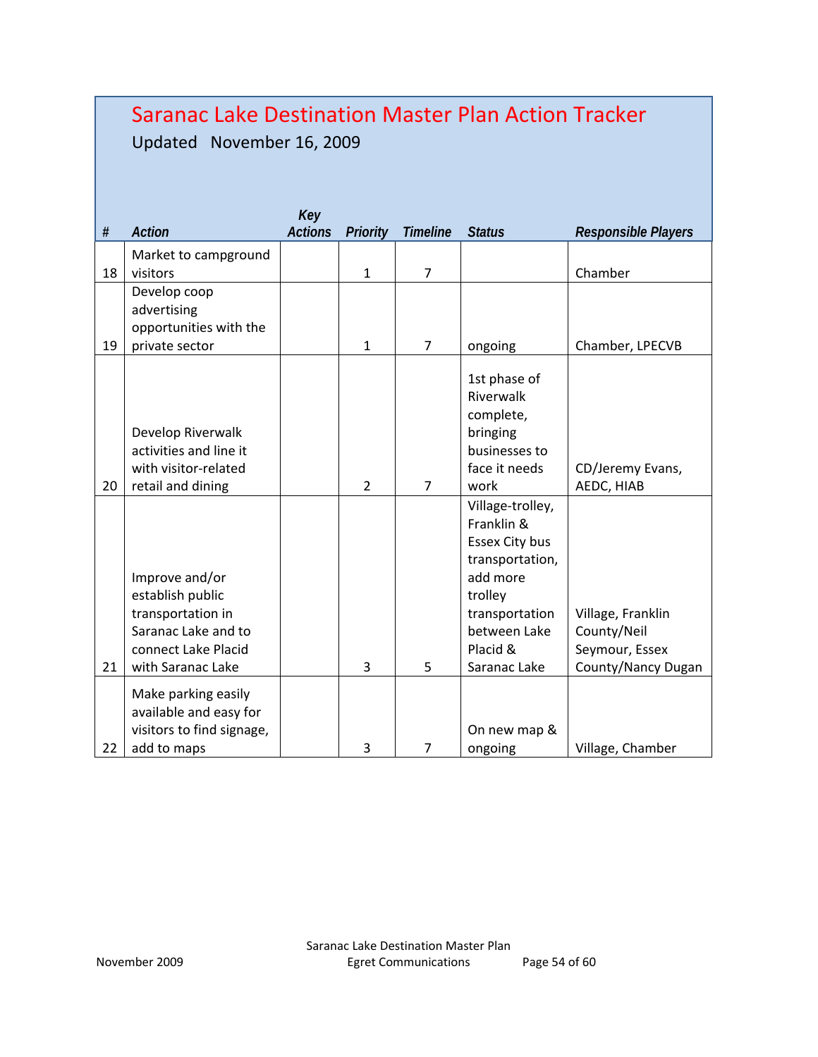# Saranac Lake Destination Master Plan Action Tracker

Updated November 16, 2009

| # | *Action* | *Key Actions* | *Priority* | *Timeline* | *Status* | *Responsible Players* |
|---|---|---|---|---|---|---|
| 18 | Market to campground visitors | | 1 | 7 | | Chamber |
| 19 | Develop coop advertising opportunities with the private sector | | 1 | 7 | ongoing | Chamber, LPECVB |
| 20 | Develop Riverwalk activities and line it with visitor-related retail and dining | | 2 | 7 | 1st phase of Riverwalk complete, bringing businesses to face it needs work | CD/Jeremy Evans, AEDC, HIAB |
| 21 | Improve and/or establish public transportation in Saranac Lake and to connect Lake Placid with Saranac Lake | | 3 | 5 | Village-trolley, Franklin & Essex City bus transportation, add more trolley transportation between Lake Placid & Saranac Lake | Village, Franklin County/Neil Seymour, Essex County/Nancy Dugan |
| 22 | Make parking easily available and easy for visitors to find signage, add to maps | | 3 | 7 | On new map & ongoing | Village, Chamber |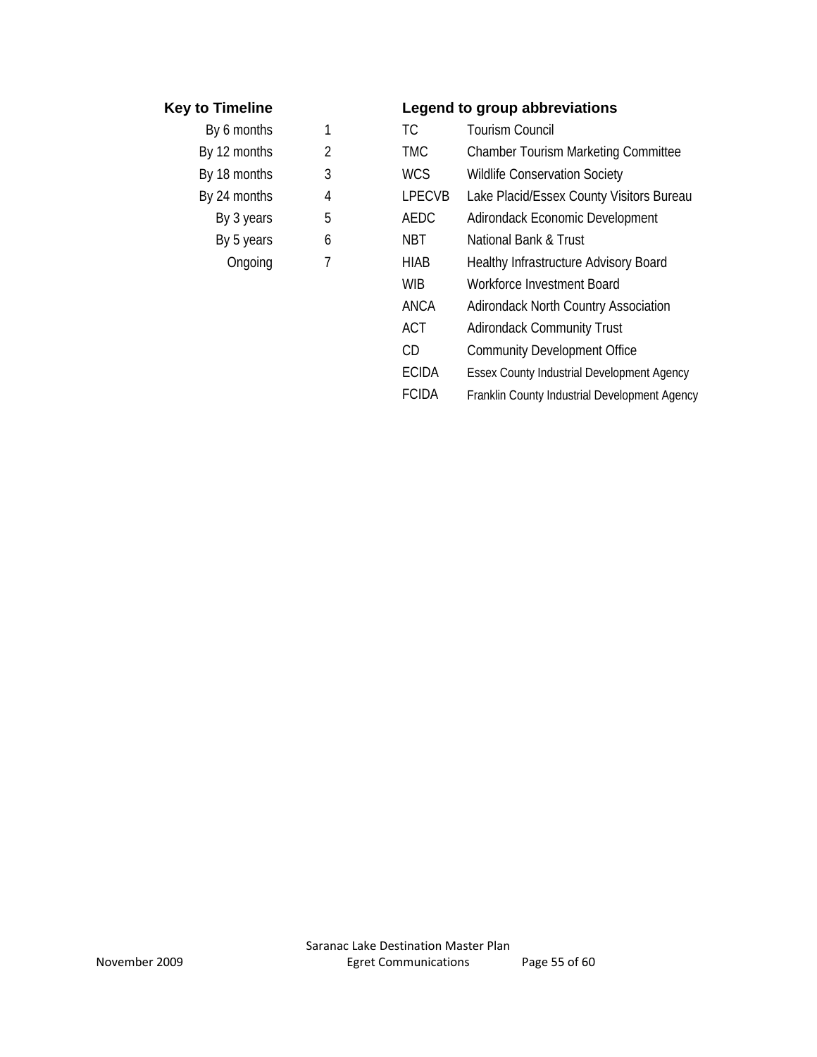### Key to Timeline

| Timeline | Code |
| --- | --- |
| By 6 months | 1 |
| By 12 months | 2 |
| By 18 months | 3 |
| By 24 months | 4 |
| By 3 years | 5 |
| By 5 years | 6 |
| Ongoing | 7 |

### Legend to group abbreviations

| Abbreviation | Group |
| --- | --- |
| TC | Tourism Council |
| TMC | Chamber Tourism Marketing Committee |
| WCS | Wildlife Conservation Society |
| LPECVB | Lake Placid/Essex County Visitors Bureau |
| AEDC | Adirondack Economic Development |
| NBT | National Bank & Trust |
| HIAB | Healthy Infrastructure Advisory Board |
| WIB | Workforce Investment Board |
| ANCA | Adirondack North Country Association |
| ACT | Adirondack Community Trust |
| CD | Community Development Office |
| ECIDA | Essex County Industrial Development Agency |
| FCIDA | Franklin County Industrial Development Agency |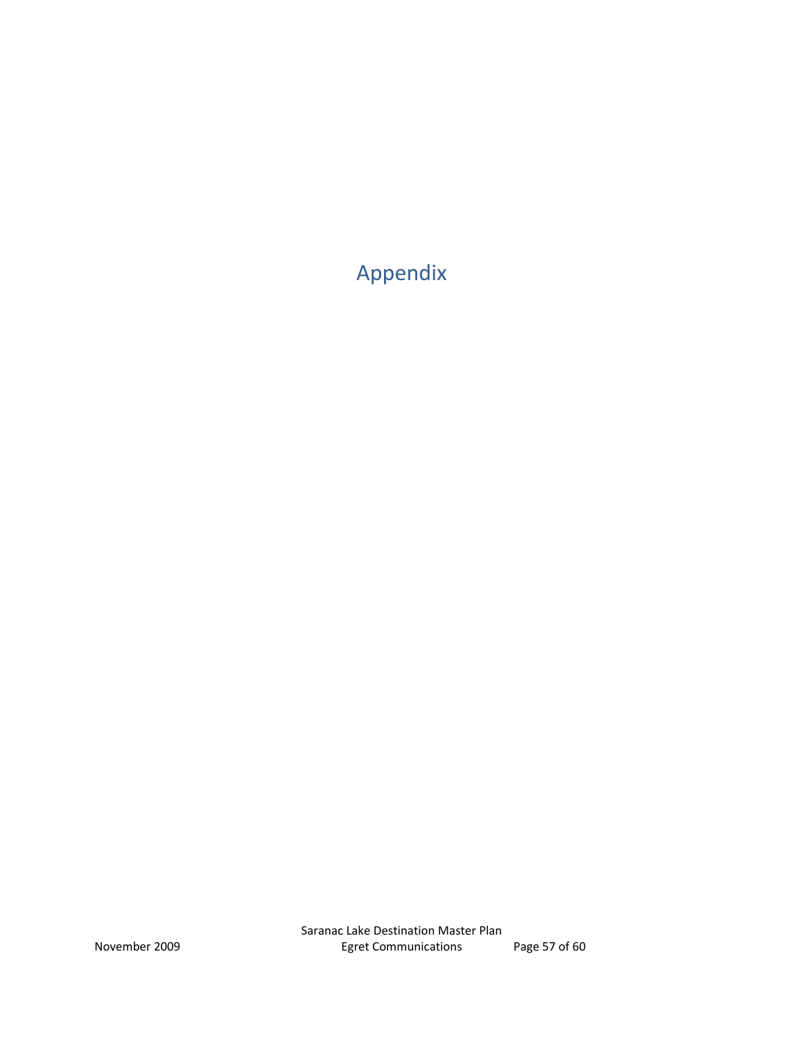# Appendix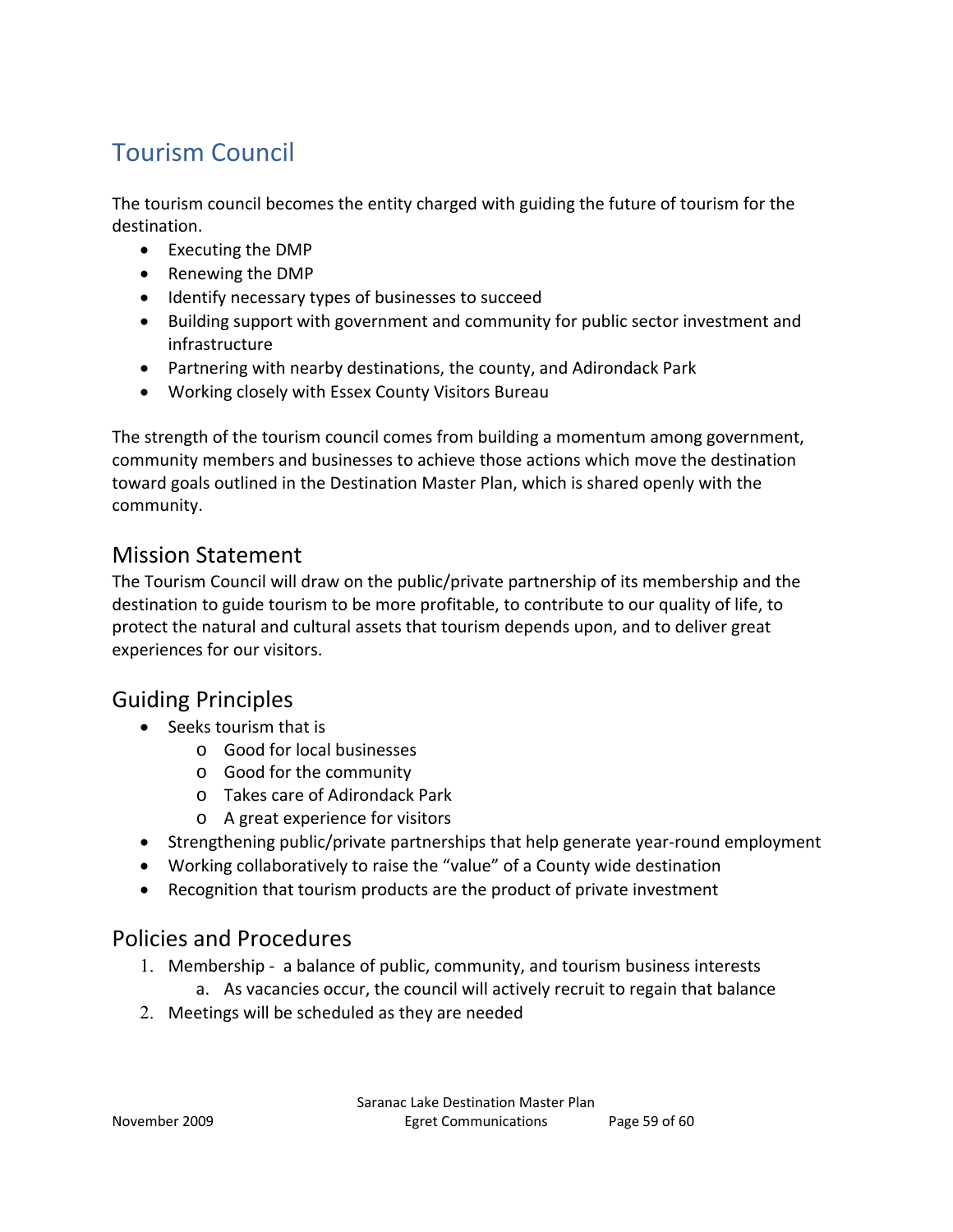# Tourism Council

The tourism council becomes the entity charged with guiding the future of tourism for the destination.

- Executing the DMP
- Renewing the DMP
- Identify necessary types of businesses to succeed
- Building support with government and community for public sector investment and infrastructure
- Partnering with nearby destinations, the county, and Adirondack Park
- Working closely with Essex County Visitors Bureau

The strength of the tourism council comes from building a momentum among government, community members and businesses to achieve those actions which move the destination toward goals outlined in the Destination Master Plan, which is shared openly with the community.

## Mission Statement

The Tourism Council will draw on the public/private partnership of its membership and the destination to guide tourism to be more profitable, to contribute to our quality of life, to protect the natural and cultural assets that tourism depends upon, and to deliver great experiences for our visitors.

## Guiding Principles

- Seeks tourism that is
  - Good for local businesses
  - Good for the community
  - Takes care of Adirondack Park
  - A great experience for visitors
- Strengthening public/private partnerships that help generate year-round employment
- Working collaboratively to raise the "value" of a County wide destination
- Recognition that tourism products are the product of private investment

## Policies and Procedures

1. Membership - a balance of public, community, and tourism business interests
   a. As vacancies occur, the council will actively recruit to regain that balance
2. Meetings will be scheduled as they are needed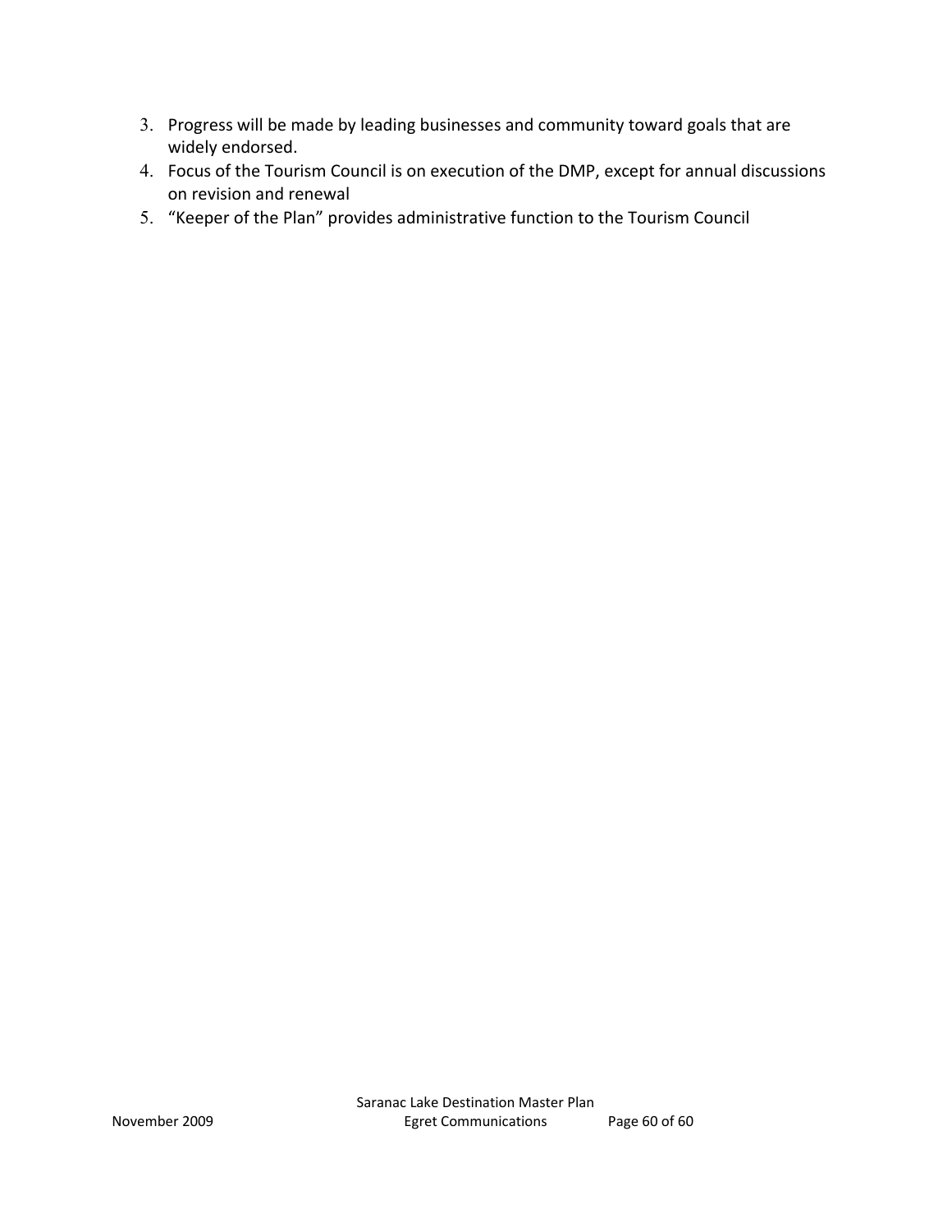3. Progress will be made by leading businesses and community toward goals that are widely endorsed.
4. Focus of the Tourism Council is on execution of the DMP, except for annual discussions on revision and renewal
5. "Keeper of the Plan" provides administrative function to the Tourism Council